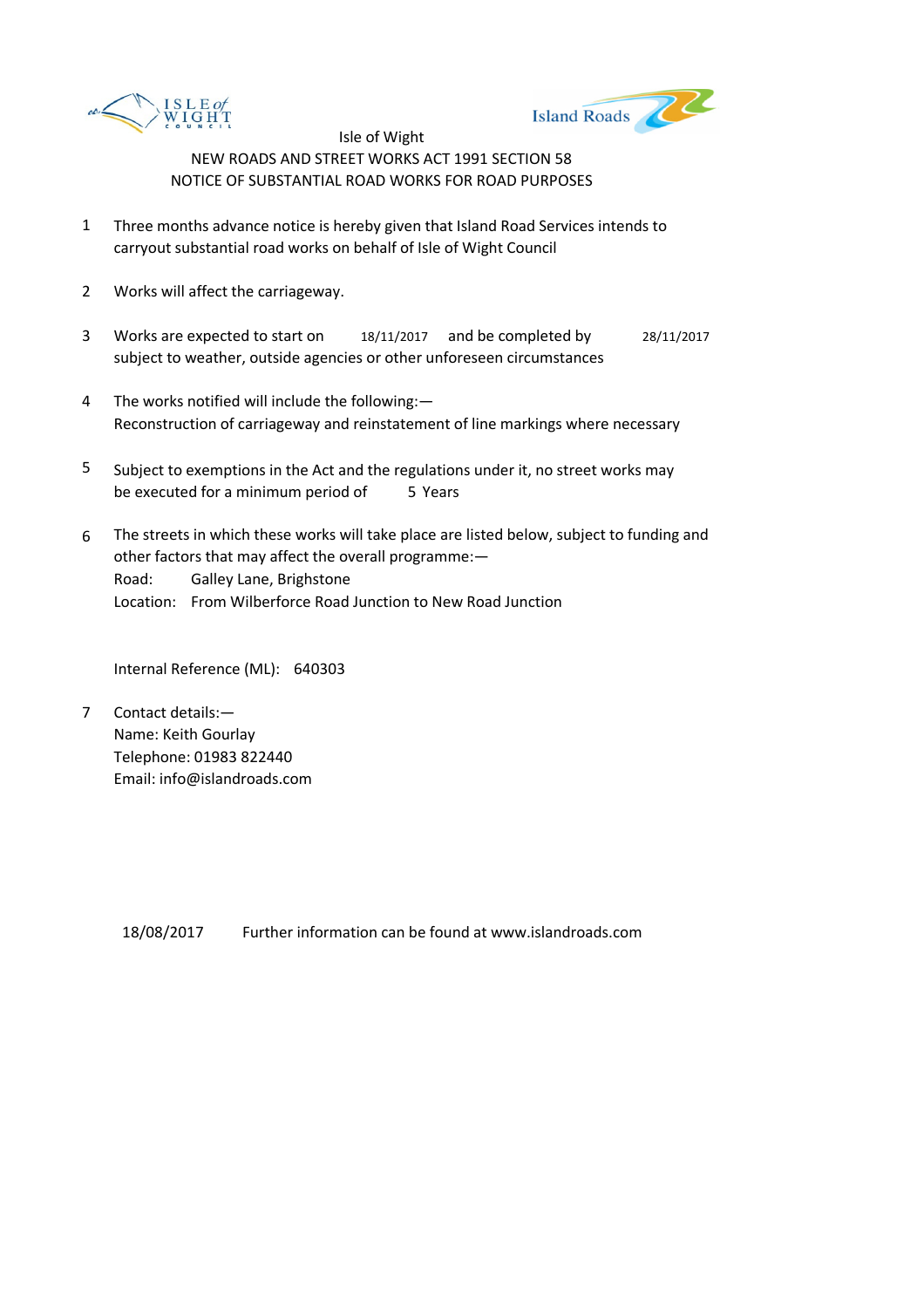Isle of Wight

NEW ROADS AND STREET WORKS ACT 1991 SECTION 58

NOTICE OF SUBSTANTIAL ROAD WORKS FOR ROAD PURPOSES

1. Three months advance notice is hereby given that Island Road Services intends to carryout substantial road works on behalf of Isle of Wight Council

2. Works will affect the carriageway.

3. Works are expected to start on 18/11/2017 and be completed by 28/11/2017 subject to weather, outside agencies or other unforeseen circumstances

4. The works notified will include the following:—
   Reconstruction of carriageway and reinstatement of line markings where necessary

5. Subject to exemptions in the Act and the regulations under it, no street works may be executed for a minimum period of 5 Years

6. The streets in which these works will take place are listed below, subject to funding and other factors that may affect the overall programme:—
   Road: Galley Lane, Brighstone
   Location: From Wilberforce Road Junction to New Road Junction

   Internal Reference (ML): 640303

7. Contact details:—
   Name: Keith Gourlay
   Telephone: 01983 822440
   Email: info@islandroads.com

18/08/2017 Further information can be found at www.islandroads.com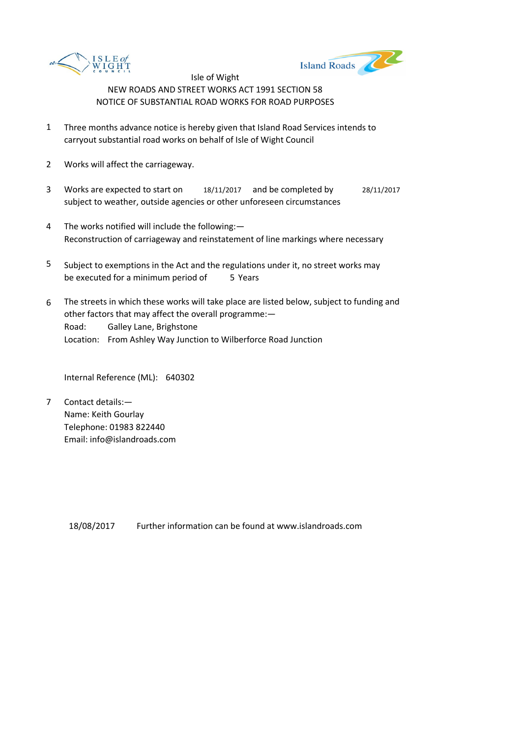Isle of Wight

NEW ROADS AND STREET WORKS ACT 1991 SECTION 58

NOTICE OF SUBSTANTIAL ROAD WORKS FOR ROAD PURPOSES

1 Three months advance notice is hereby given that Island Road Services intends to carryout substantial road works on behalf of Isle of Wight Council

2 Works will affect the carriageway.

3 Works are expected to start on 18/11/2017 and be completed by 28/11/2017 subject to weather, outside agencies or other unforeseen circumstances

4 The works notified will include the following:—
Reconstruction of carriageway and reinstatement of line markings where necessary

5 Subject to exemptions in the Act and the regulations under it, no street works may be executed for a minimum period of 5 Years

6 The streets in which these works will take place are listed below, subject to funding and other factors that may affect the overall programme:—
Road: Galley Lane, Brighstone
Location: From Ashley Way Junction to Wilberforce Road Junction

Internal Reference (ML): 640302

7 Contact details:—
Name: Keith Gourlay
Telephone: 01983 822440
Email: info@islandroads.com

18/08/2017 Further information can be found at www.islandroads.com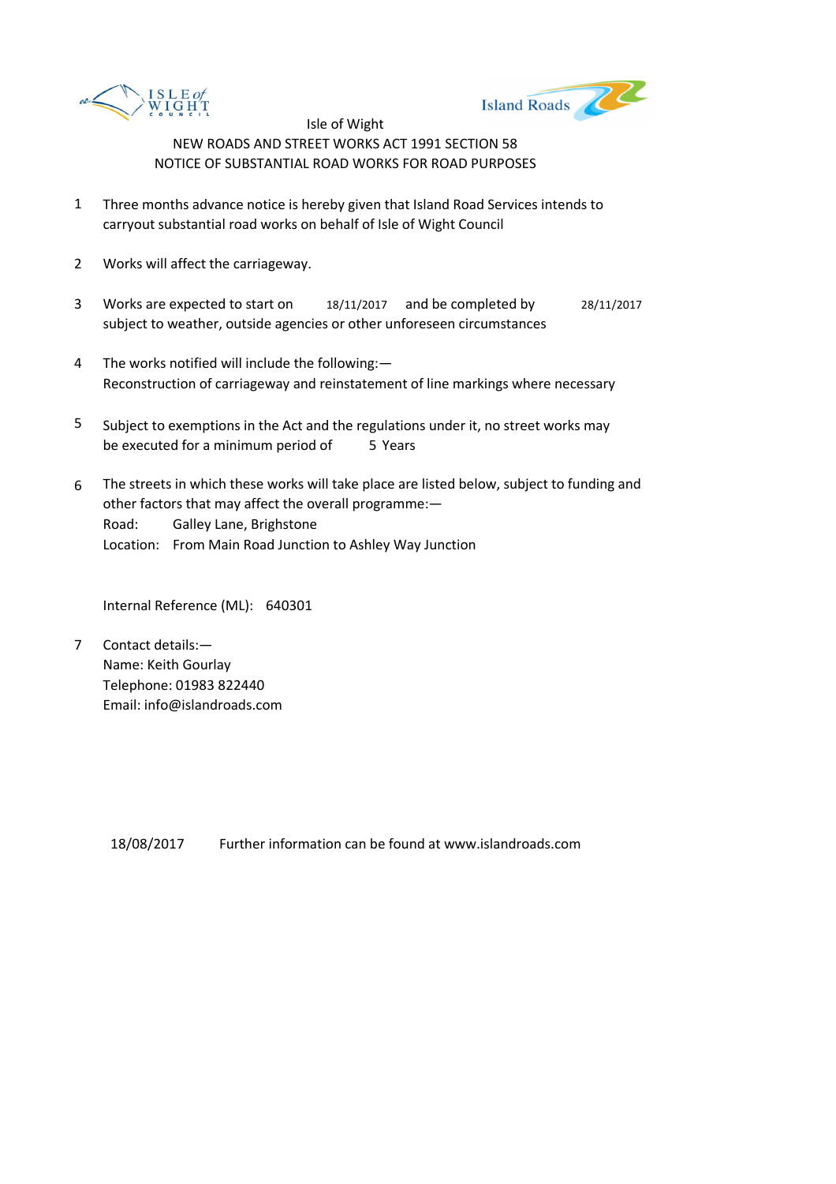Isle of Wight

NEW ROADS AND STREET WORKS ACT 1991 SECTION 58

NOTICE OF SUBSTANTIAL ROAD WORKS FOR ROAD PURPOSES

1. Three months advance notice is hereby given that Island Road Services intends to carryout substantial road works on behalf of Isle of Wight Council

2. Works will affect the carriageway.

3. Works are expected to start on 18/11/2017 and be completed by 28/11/2017 subject to weather, outside agencies or other unforeseen circumstances

4. The works notified will include the following:—
   Reconstruction of carriageway and reinstatement of line markings where necessary

5. Subject to exemptions in the Act and the regulations under it, no street works may be executed for a minimum period of 5 Years

6. The streets in which these works will take place are listed below, subject to funding and other factors that may affect the overall programme:—
   Road: Galley Lane, Brighstone
   Location: From Main Road Junction to Ashley Way Junction

   Internal Reference (ML): 640301

7. Contact details:—
   Name: Keith Gourlay
   Telephone: 01983 822440
   Email: info@islandroads.com

18/08/2017 Further information can be found at www.islandroads.com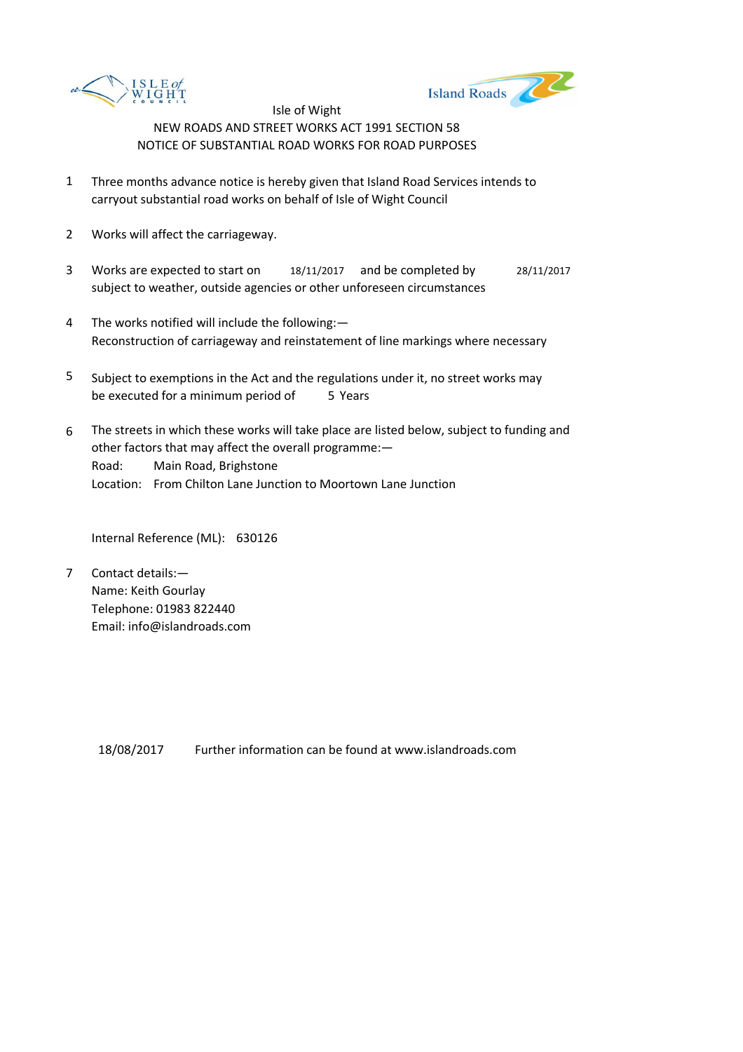Isle of Wight

NEW ROADS AND STREET WORKS ACT 1991 SECTION 58

NOTICE OF SUBSTANTIAL ROAD WORKS FOR ROAD PURPOSES

1. Three months advance notice is hereby given that Island Road Services intends to carryout substantial road works on behalf of Isle of Wight Council

2. Works will affect the carriageway.

3. Works are expected to start on 18/11/2017 and be completed by 28/11/2017 subject to weather, outside agencies or other unforeseen circumstances

4. The works notified will include the following:—
   Reconstruction of carriageway and reinstatement of line markings where necessary

5. Subject to exemptions in the Act and the regulations under it, no street works may be executed for a minimum period of 5 Years

6. The streets in which these works will take place are listed below, subject to funding and other factors that may affect the overall programme:—
   Road: Main Road, Brighstone
   Location: From Chilton Lane Junction to Moortown Lane Junction

   Internal Reference (ML): 630126

7. Contact details:—
   Name: Keith Gourlay
   Telephone: 01983 822440
   Email: info@islandroads.com

18/08/2017 Further information can be found at www.islandroads.com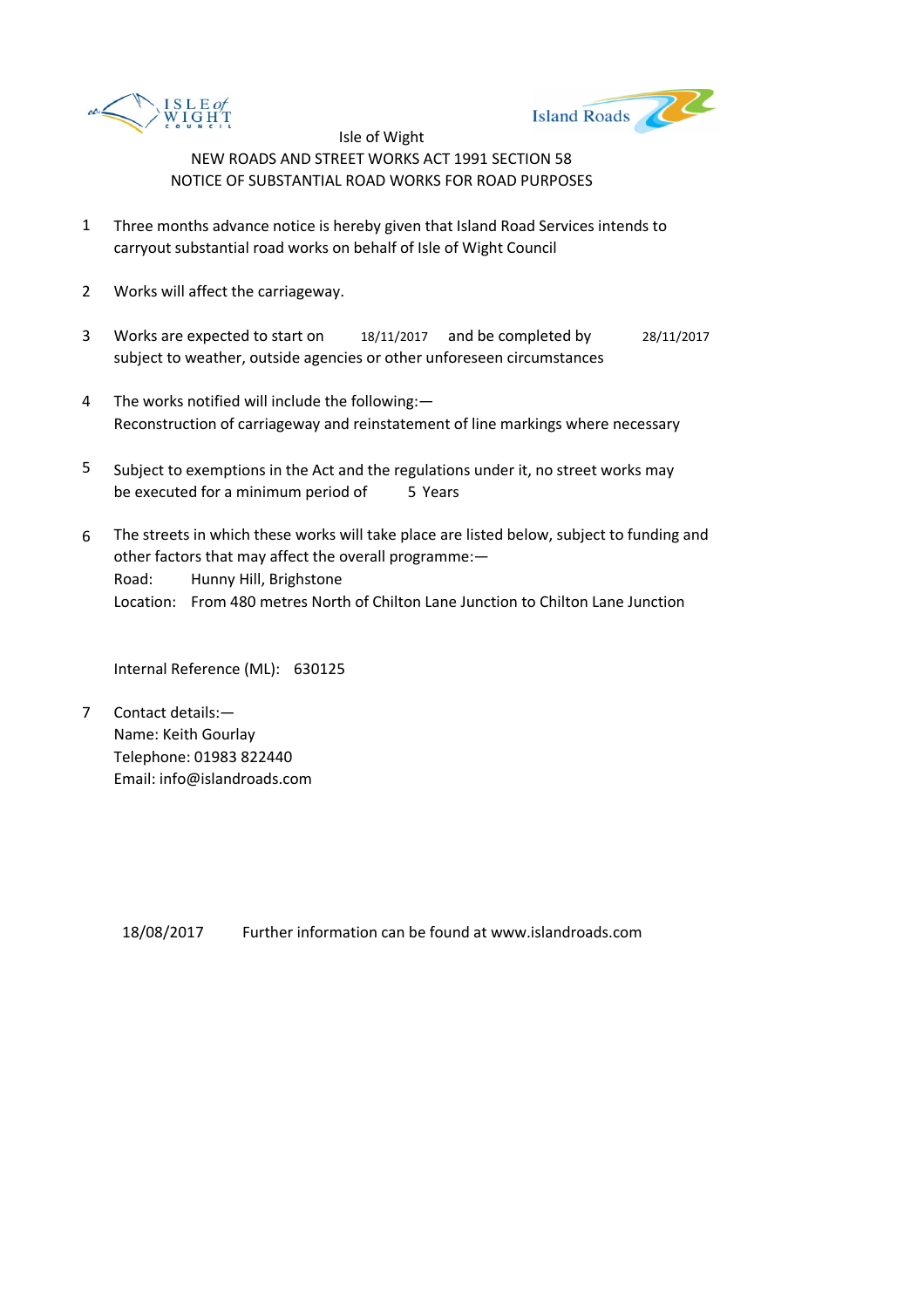Isle of Wight

NEW ROADS AND STREET WORKS ACT 1991 SECTION 58

NOTICE OF SUBSTANTIAL ROAD WORKS FOR ROAD PURPOSES

1. Three months advance notice is hereby given that Island Road Services intends to carryout substantial road works on behalf of Isle of Wight Council

2. Works will affect the carriageway.

3. Works are expected to start on 18/11/2017 and be completed by 28/11/2017 subject to weather, outside agencies or other unforeseen circumstances

4. The works notified will include the following:—
   Reconstruction of carriageway and reinstatement of line markings where necessary

5. Subject to exemptions in the Act and the regulations under it, no street works may be executed for a minimum period of 5 Years

6. The streets in which these works will take place are listed below, subject to funding and other factors that may affect the overall programme:—
   Road: Hunny Hill, Brighstone
   Location: From 480 metres North of Chilton Lane Junction to Chilton Lane Junction

   Internal Reference (ML): 630125

7. Contact details:—
   Name: Keith Gourlay
   Telephone: 01983 822440
   Email: info@islandroads.com

18/08/2017 Further information can be found at www.islandroads.com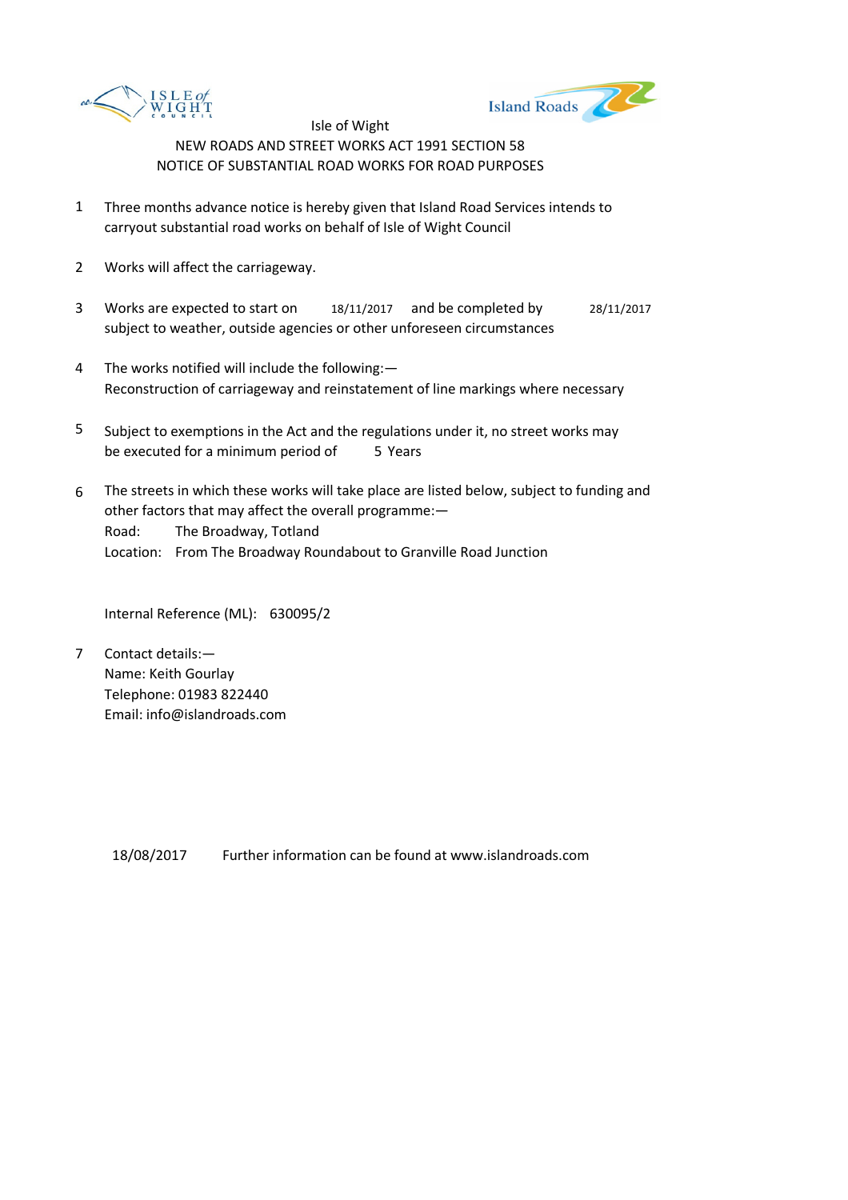Isle of Wight

NEW ROADS AND STREET WORKS ACT 1991 SECTION 58

NOTICE OF SUBSTANTIAL ROAD WORKS FOR ROAD PURPOSES

1. Three months advance notice is hereby given that Island Road Services intends to carryout substantial road works on behalf of Isle of Wight Council

2. Works will affect the carriageway.

3. Works are expected to start on 18/11/2017 and be completed by 28/11/2017 subject to weather, outside agencies or other unforeseen circumstances

4. The works notified will include the following:—
   Reconstruction of carriageway and reinstatement of line markings where necessary

5. Subject to exemptions in the Act and the regulations under it, no street works may be executed for a minimum period of 5 Years

6. The streets in which these works will take place are listed below, subject to funding and other factors that may affect the overall programme:—
   Road: The Broadway, Totland
   Location: From The Broadway Roundabout to Granville Road Junction

   Internal Reference (ML): 630095/2

7. Contact details:—
   Name: Keith Gourlay
   Telephone: 01983 822440
   Email: info@islandroads.com

18/08/2017 Further information can be found at www.islandroads.com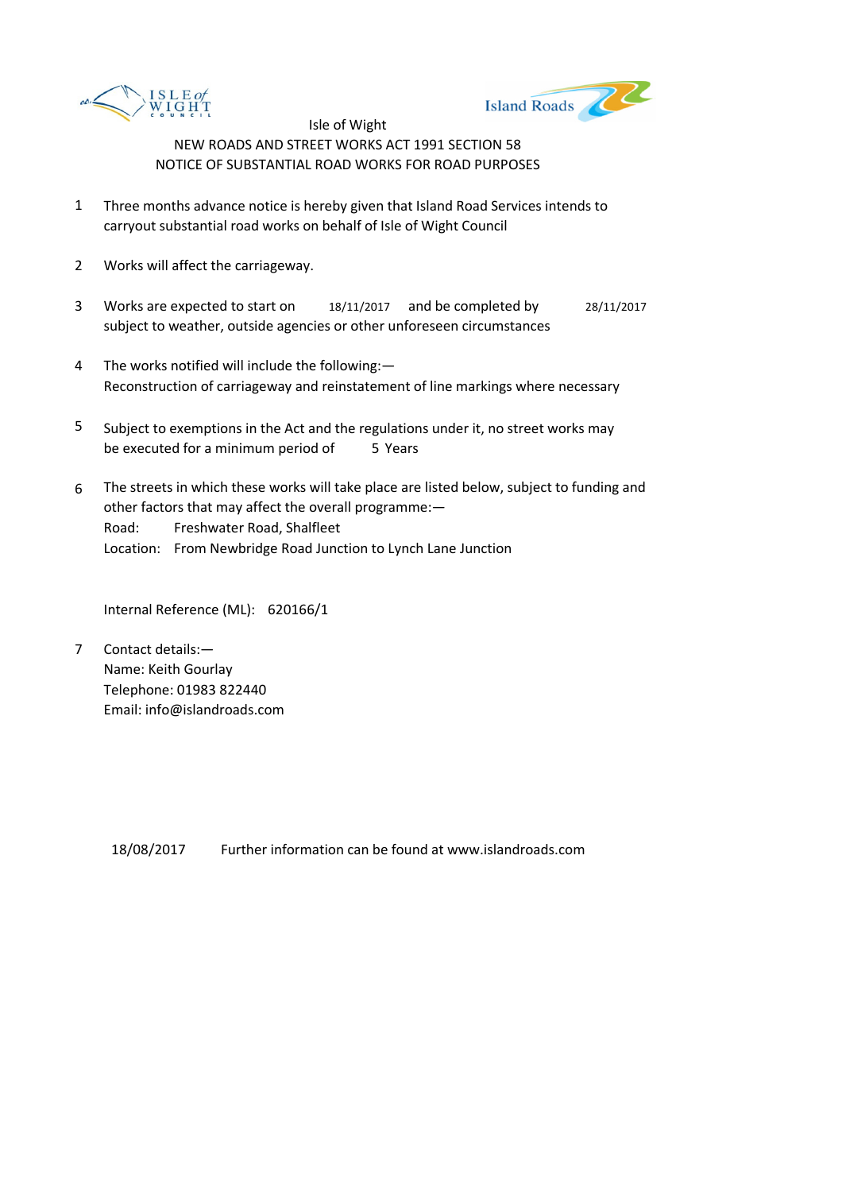Isle of Wight

NEW ROADS AND STREET WORKS ACT 1991 SECTION 58

NOTICE OF SUBSTANTIAL ROAD WORKS FOR ROAD PURPOSES

1. Three months advance notice is hereby given that Island Road Services intends to carryout substantial road works on behalf of Isle of Wight Council

2. Works will affect the carriageway.

3. Works are expected to start on 18/11/2017 and be completed by 28/11/2017 subject to weather, outside agencies or other unforeseen circumstances

4. The works notified will include the following:—
   Reconstruction of carriageway and reinstatement of line markings where necessary

5. Subject to exemptions in the Act and the regulations under it, no street works may be executed for a minimum period of 5 Years

6. The streets in which these works will take place are listed below, subject to funding and other factors that may affect the overall programme:—
   Road: Freshwater Road, Shalfleet
   Location: From Newbridge Road Junction to Lynch Lane Junction

   Internal Reference (ML): 620166/1

7. Contact details:—
   Name: Keith Gourlay
   Telephone: 01983 822440
   Email: info@islandroads.com

18/08/2017 Further information can be found at www.islandroads.com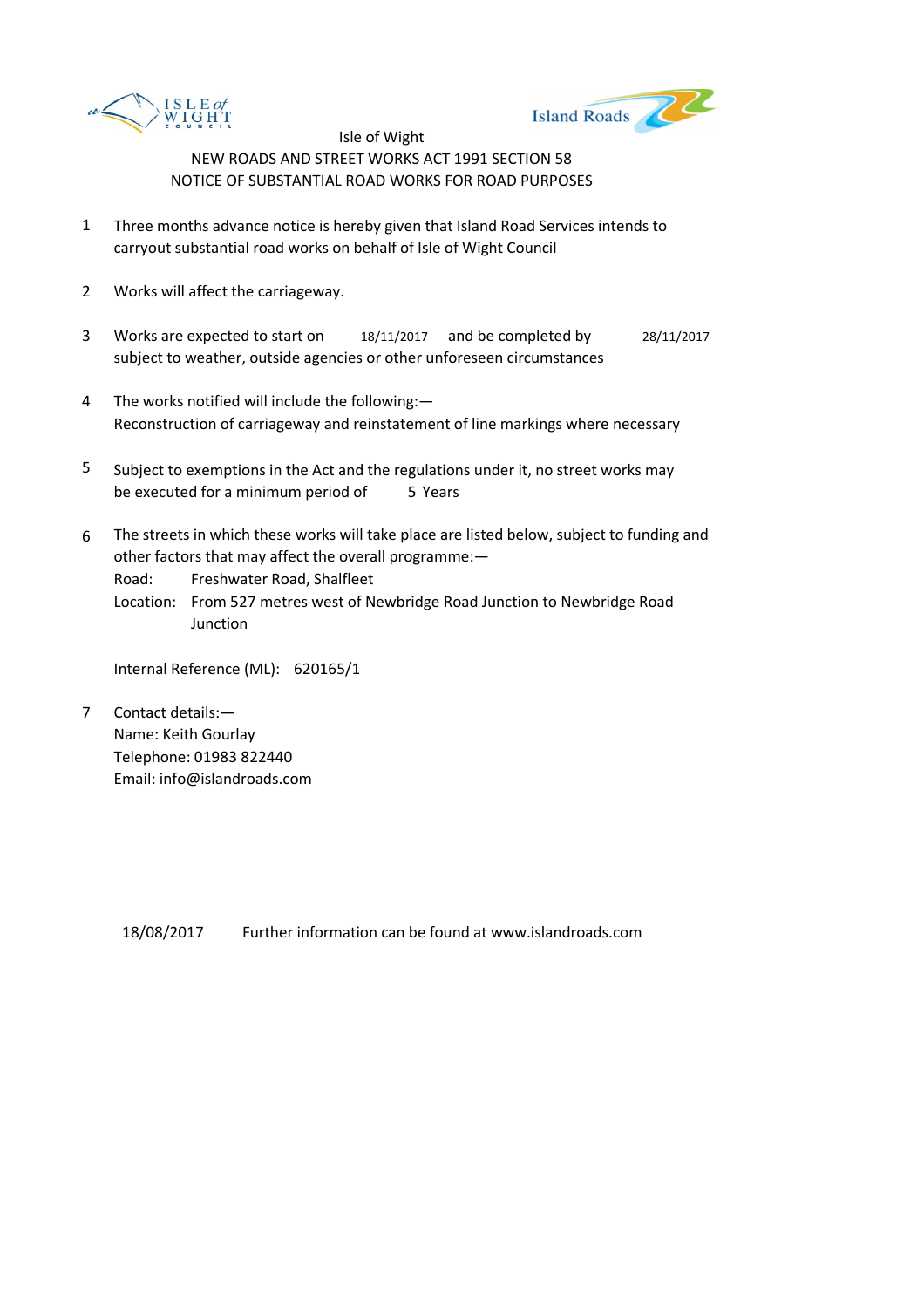Isle of Wight

NEW ROADS AND STREET WORKS ACT 1991 SECTION 58

NOTICE OF SUBSTANTIAL ROAD WORKS FOR ROAD PURPOSES

1. Three months advance notice is hereby given that Island Road Services intends to carryout substantial road works on behalf of Isle of Wight Council

2. Works will affect the carriageway.

3. Works are expected to start on 18/11/2017 and be completed by 28/11/2017 subject to weather, outside agencies or other unforeseen circumstances

4. The works notified will include the following:—
   Reconstruction of carriageway and reinstatement of line markings where necessary

5. Subject to exemptions in the Act and the regulations under it, no street works may be executed for a minimum period of 5 Years

6. The streets in which these works will take place are listed below, subject to funding and other factors that may affect the overall programme:—
   Road: Freshwater Road, Shalfleet
   Location: From 527 metres west of Newbridge Road Junction to Newbridge Road Junction

   Internal Reference (ML): 620165/1

7. Contact details:—
   Name: Keith Gourlay
   Telephone: 01983 822440
   Email: info@islandroads.com

18/08/2017 Further information can be found at www.islandroads.com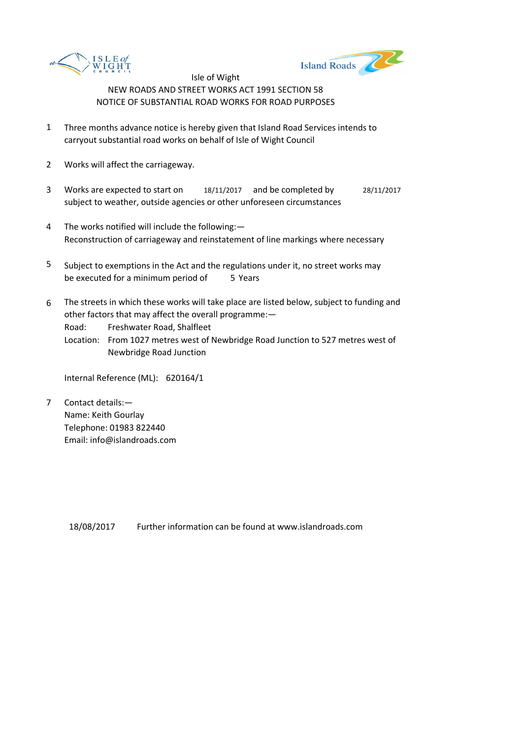Isle of Wight

NEW ROADS AND STREET WORKS ACT 1991 SECTION 58

NOTICE OF SUBSTANTIAL ROAD WORKS FOR ROAD PURPOSES

1. Three months advance notice is hereby given that Island Road Services intends to carryout substantial road works on behalf of Isle of Wight Council

2. Works will affect the carriageway.

3. Works are expected to start on 18/11/2017 and be completed by 28/11/2017 subject to weather, outside agencies or other unforeseen circumstances

4. The works notified will include the following:— Reconstruction of carriageway and reinstatement of line markings where necessary

5. Subject to exemptions in the Act and the regulations under it, no street works may be executed for a minimum period of 5 Years

6. The streets in which these works will take place are listed below, subject to funding and other factors that may affect the overall programme:—
   Road: Freshwater Road, Shalfleet
   Location: From 1027 metres west of Newbridge Road Junction to 527 metres west of Newbridge Road Junction

   Internal Reference (ML): 620164/1

7. Contact details:—
   Name: Keith Gourlay
   Telephone: 01983 822440
   Email: info@islandroads.com

18/08/2017 Further information can be found at www.islandroads.com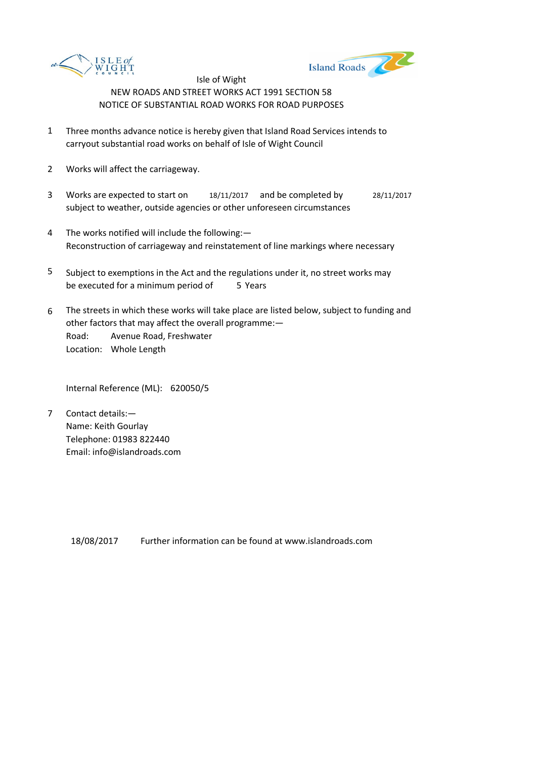Isle of Wight

NEW ROADS AND STREET WORKS ACT 1991 SECTION 58

NOTICE OF SUBSTANTIAL ROAD WORKS FOR ROAD PURPOSES

1. Three months advance notice is hereby given that Island Road Services intends to carryout substantial road works on behalf of Isle of Wight Council

2. Works will affect the carriageway.

3. Works are expected to start on 18/11/2017 and be completed by 28/11/2017 subject to weather, outside agencies or other unforeseen circumstances

4. The works notified will include the following:—
   Reconstruction of carriageway and reinstatement of line markings where necessary

5. Subject to exemptions in the Act and the regulations under it, no street works may be executed for a minimum period of 5 Years

6. The streets in which these works will take place are listed below, subject to funding and other factors that may affect the overall programme:—
   Road: Avenue Road, Freshwater
   Location: Whole Length

   Internal Reference (ML): 620050/5

7. Contact details:—
   Name: Keith Gourlay
   Telephone: 01983 822440
   Email: info@islandroads.com

18/08/2017 Further information can be found at www.islandroads.com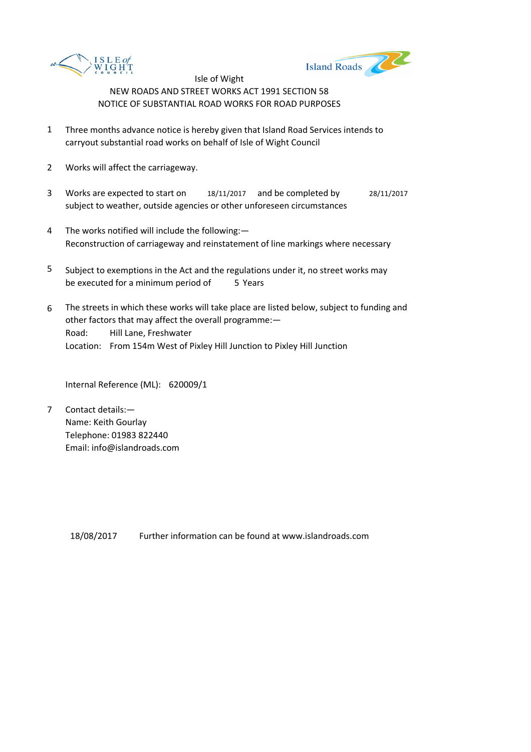Isle of Wight

NEW ROADS AND STREET WORKS ACT 1991 SECTION 58

NOTICE OF SUBSTANTIAL ROAD WORKS FOR ROAD PURPOSES

1. Three months advance notice is hereby given that Island Road Services intends to carryout substantial road works on behalf of Isle of Wight Council

2. Works will affect the carriageway.

3. Works are expected to start on 18/11/2017 and be completed by 28/11/2017 subject to weather, outside agencies or other unforeseen circumstances

4. The works notified will include the following:— Reconstruction of carriageway and reinstatement of line markings where necessary

5. Subject to exemptions in the Act and the regulations under it, no street works may be executed for a minimum period of 5 Years

6. The streets in which these works will take place are listed below, subject to funding and other factors that may affect the overall programme:—
   Road: Hill Lane, Freshwater
   Location: From 154m West of Pixley Hill Junction to Pixley Hill Junction

   Internal Reference (ML): 620009/1

7. Contact details:—
   Name: Keith Gourlay
   Telephone: 01983 822440
   Email: info@islandroads.com

18/08/2017 Further information can be found at www.islandroads.com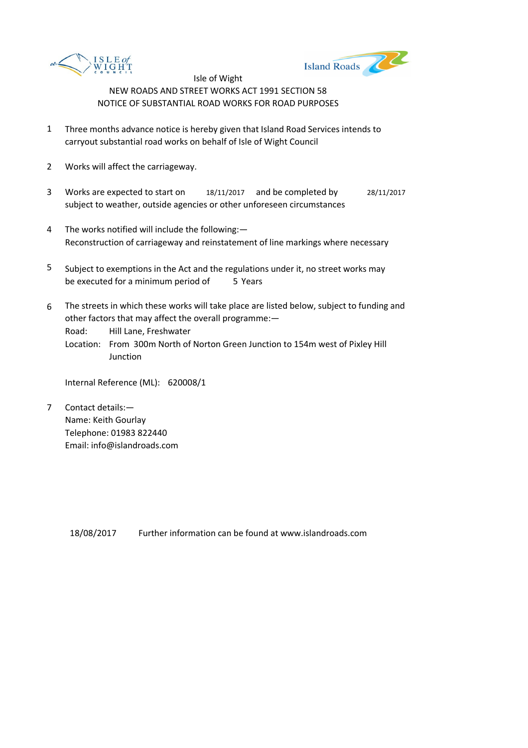Isle of Wight

NEW ROADS AND STREET WORKS ACT 1991 SECTION 58

NOTICE OF SUBSTANTIAL ROAD WORKS FOR ROAD PURPOSES

1. Three months advance notice is hereby given that Island Road Services intends to carryout substantial road works on behalf of Isle of Wight Council

2. Works will affect the carriageway.

3. Works are expected to start on 18/11/2017 and be completed by 28/11/2017 subject to weather, outside agencies or other unforeseen circumstances

4. The works notified will include the following:—
   Reconstruction of carriageway and reinstatement of line markings where necessary

5. Subject to exemptions in the Act and the regulations under it, no street works may be executed for a minimum period of 5 Years

6. The streets in which these works will take place are listed below, subject to funding and other factors that may affect the overall programme:—
   Road: Hill Lane, Freshwater
   Location: From 300m North of Norton Green Junction to 154m west of Pixley Hill Junction

   Internal Reference (ML): 620008/1

7. Contact details:—
   Name: Keith Gourlay
   Telephone: 01983 822440
   Email: info@islandroads.com

18/08/2017 Further information can be found at www.islandroads.com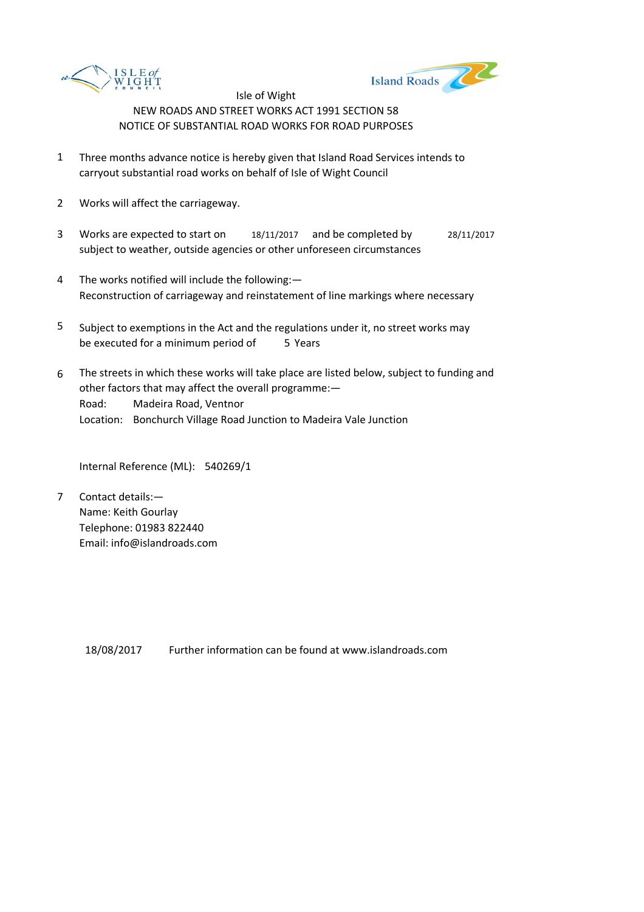Isle of Wight

NEW ROADS AND STREET WORKS ACT 1991 SECTION 58

NOTICE OF SUBSTANTIAL ROAD WORKS FOR ROAD PURPOSES

1. Three months advance notice is hereby given that Island Road Services intends to carryout substantial road works on behalf of Isle of Wight Council

2. Works will affect the carriageway.

3. Works are expected to start on 18/11/2017 and be completed by 28/11/2017 subject to weather, outside agencies or other unforeseen circumstances

4. The works notified will include the following:—
   Reconstruction of carriageway and reinstatement of line markings where necessary

5. Subject to exemptions in the Act and the regulations under it, no street works may be executed for a minimum period of 5 Years

6. The streets in which these works will take place are listed below, subject to funding and other factors that may affect the overall programme:—
   Road: Madeira Road, Ventnor
   Location: Bonchurch Village Road Junction to Madeira Vale Junction

   Internal Reference (ML): 540269/1

7. Contact details:—
   Name: Keith Gourlay
   Telephone: 01983 822440
   Email: info@islandroads.com

18/08/2017 Further information can be found at www.islandroads.com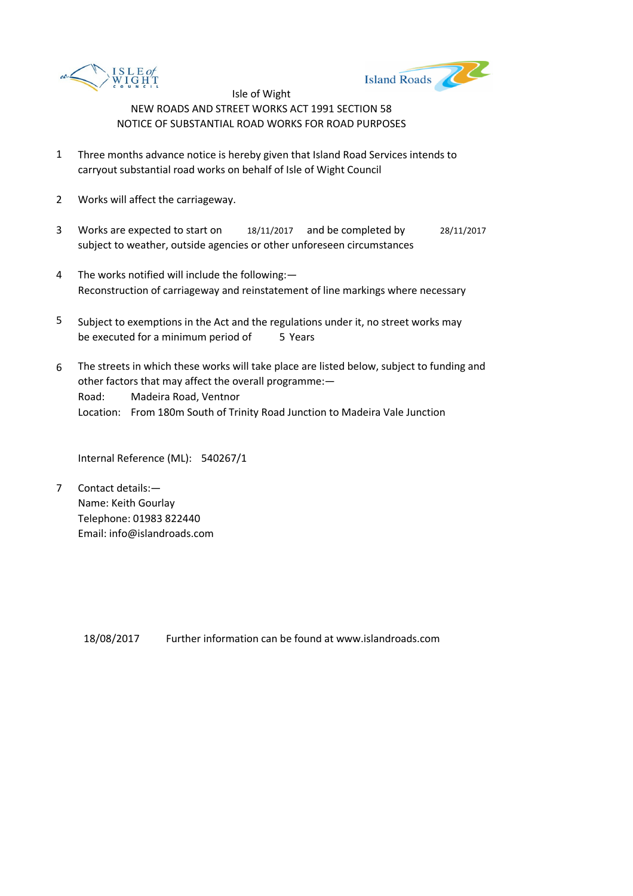Isle of Wight

NEW ROADS AND STREET WORKS ACT 1991 SECTION 58

NOTICE OF SUBSTANTIAL ROAD WORKS FOR ROAD PURPOSES

1. Three months advance notice is hereby given that Island Road Services intends to carryout substantial road works on behalf of Isle of Wight Council

2. Works will affect the carriageway.

3. Works are expected to start on 18/11/2017 and be completed by 28/11/2017 subject to weather, outside agencies or other unforeseen circumstances

4. The works notified will include the following:—
   Reconstruction of carriageway and reinstatement of line markings where necessary

5. Subject to exemptions in the Act and the regulations under it, no street works may be executed for a minimum period of 5 Years

6. The streets in which these works will take place are listed below, subject to funding and other factors that may affect the overall programme:—
   Road: Madeira Road, Ventnor
   Location: From 180m South of Trinity Road Junction to Madeira Vale Junction

   Internal Reference (ML): 540267/1

7. Contact details:—
   Name: Keith Gourlay
   Telephone: 01983 822440
   Email: info@islandroads.com

18/08/2017 Further information can be found at www.islandroads.com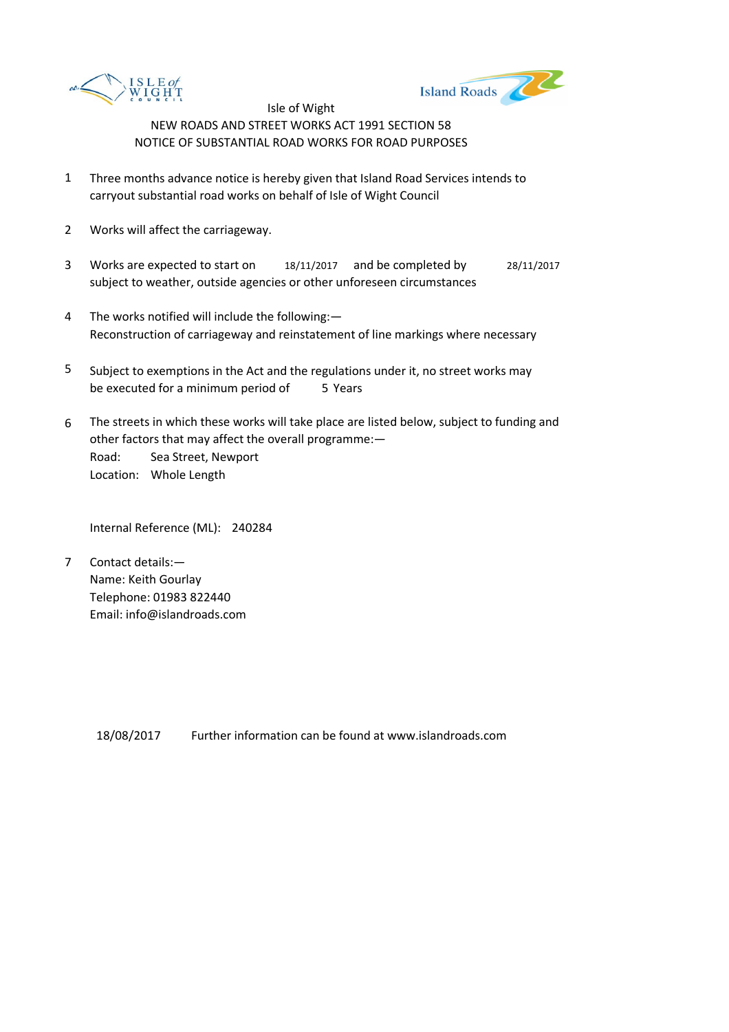Isle of Wight

NEW ROADS AND STREET WORKS ACT 1991 SECTION 58

NOTICE OF SUBSTANTIAL ROAD WORKS FOR ROAD PURPOSES

1. Three months advance notice is hereby given that Island Road Services intends to carryout substantial road works on behalf of Isle of Wight Council

2. Works will affect the carriageway.

3. Works are expected to start on 18/11/2017 and be completed by 28/11/2017 subject to weather, outside agencies or other unforeseen circumstances

4. The works notified will include the following:— Reconstruction of carriageway and reinstatement of line markings where necessary

5. Subject to exemptions in the Act and the regulations under it, no street works may be executed for a minimum period of 5 Years

6. The streets in which these works will take place are listed below, subject to funding and other factors that may affect the overall programme:—
   Road: Sea Street, Newport
   Location: Whole Length

   Internal Reference (ML): 240284

7. Contact details:—
   Name: Keith Gourlay
   Telephone: 01983 822440
   Email: info@islandroads.com

18/08/2017 Further information can be found at www.islandroads.com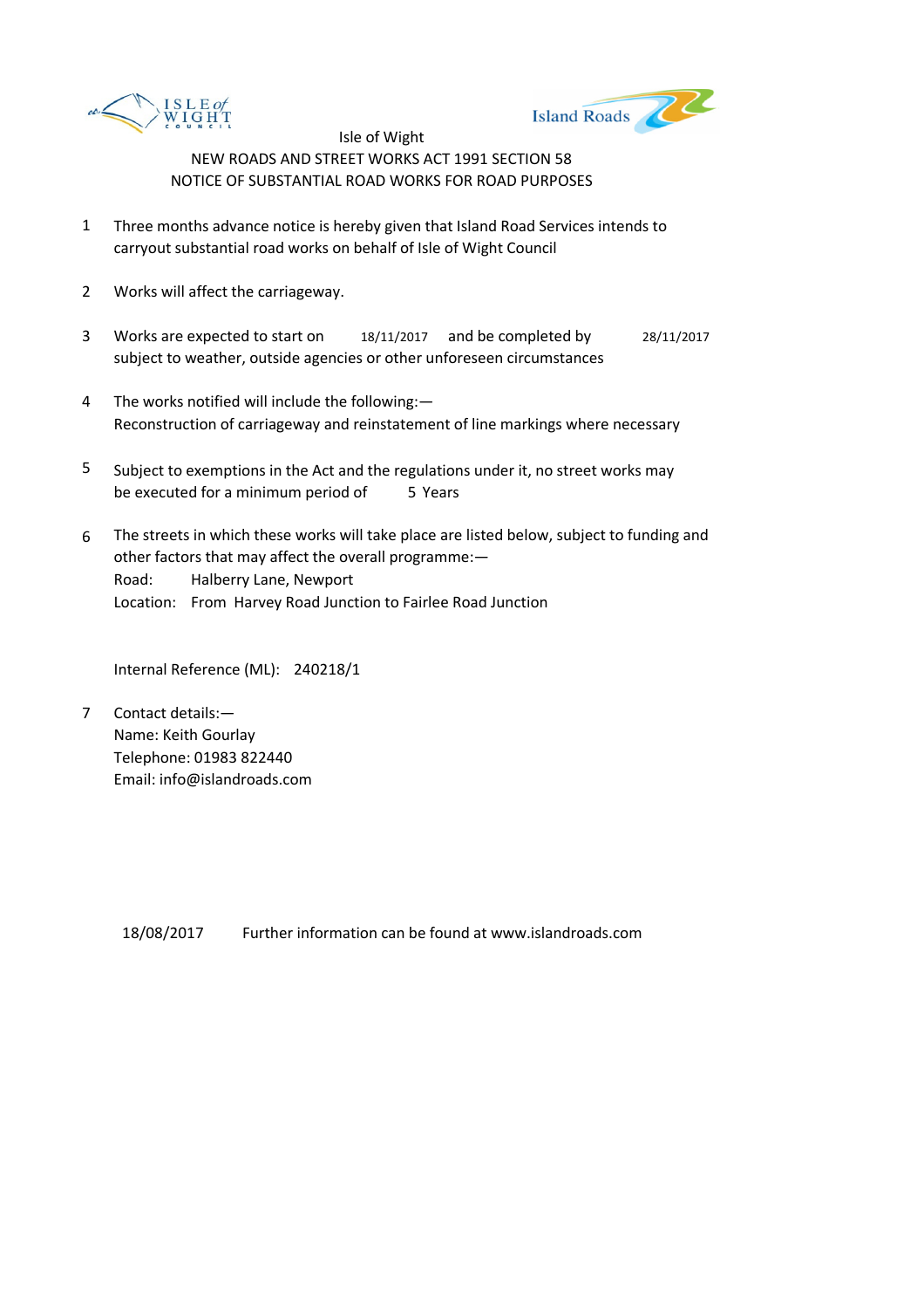Isle of Wight

NEW ROADS AND STREET WORKS ACT 1991 SECTION 58

NOTICE OF SUBSTANTIAL ROAD WORKS FOR ROAD PURPOSES

1. Three months advance notice is hereby given that Island Road Services intends to carryout substantial road works on behalf of Isle of Wight Council

2. Works will affect the carriageway.

3. Works are expected to start on 18/11/2017 and be completed by 28/11/2017 subject to weather, outside agencies or other unforeseen circumstances

4. The works notified will include the following:—
   Reconstruction of carriageway and reinstatement of line markings where necessary

5. Subject to exemptions in the Act and the regulations under it, no street works may be executed for a minimum period of 5 Years

6. The streets in which these works will take place are listed below, subject to funding and other factors that may affect the overall programme:—
   Road: Halberry Lane, Newport
   Location: From Harvey Road Junction to Fairlee Road Junction

   Internal Reference (ML): 240218/1

7. Contact details:—
   Name: Keith Gourlay
   Telephone: 01983 822440
   Email: info@islandroads.com

18/08/2017 Further information can be found at www.islandroads.com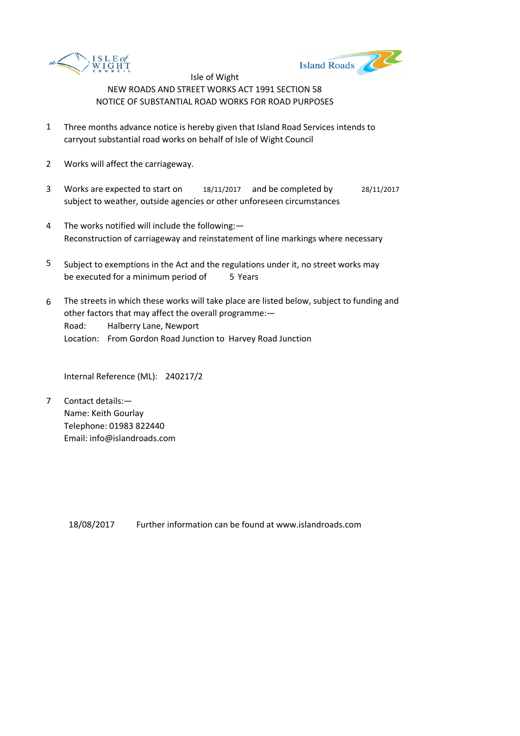Isle of Wight

NEW ROADS AND STREET WORKS ACT 1991 SECTION 58

NOTICE OF SUBSTANTIAL ROAD WORKS FOR ROAD PURPOSES

1. Three months advance notice is hereby given that Island Road Services intends to carryout substantial road works on behalf of Isle of Wight Council

2. Works will affect the carriageway.

3. Works are expected to start on 18/11/2017 and be completed by 28/11/2017 subject to weather, outside agencies or other unforeseen circumstances

4. The works notified will include the following:—
   Reconstruction of carriageway and reinstatement of line markings where necessary

5. Subject to exemptions in the Act and the regulations under it, no street works may be executed for a minimum period of 5 Years

6. The streets in which these works will take place are listed below, subject to funding and other factors that may affect the overall programme:—
   Road: Halberry Lane, Newport
   Location: From Gordon Road Junction to Harvey Road Junction

   Internal Reference (ML): 240217/2

7. Contact details:—
   Name: Keith Gourlay
   Telephone: 01983 822440
   Email: info@islandroads.com

18/08/2017 Further information can be found at www.islandroads.com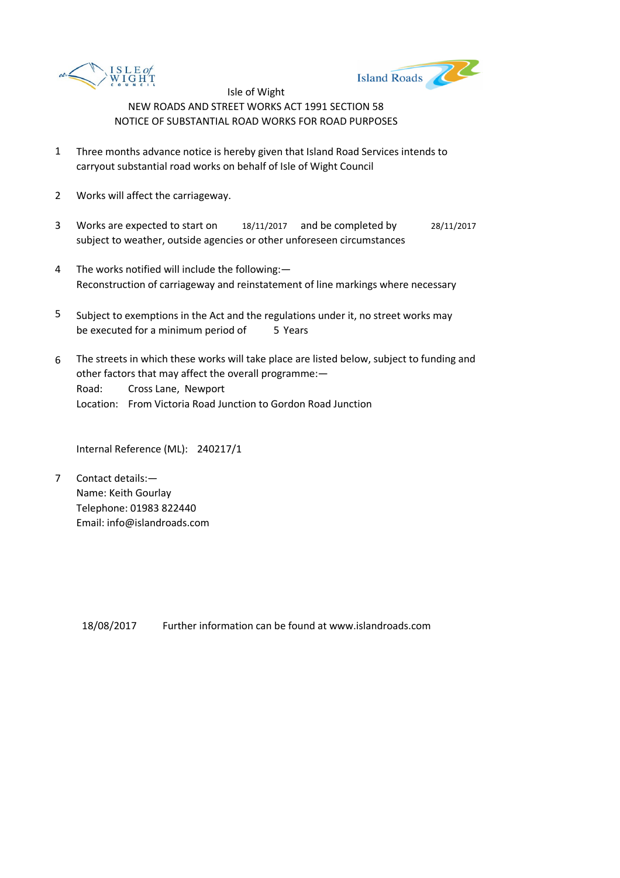Isle of Wight

NEW ROADS AND STREET WORKS ACT 1991 SECTION 58

NOTICE OF SUBSTANTIAL ROAD WORKS FOR ROAD PURPOSES

1. Three months advance notice is hereby given that Island Road Services intends to carryout substantial road works on behalf of Isle of Wight Council

2. Works will affect the carriageway.

3. Works are expected to start on 18/11/2017 and be completed by 28/11/2017 subject to weather, outside agencies or other unforeseen circumstances

4. The works notified will include the following:—
   Reconstruction of carriageway and reinstatement of line markings where necessary

5. Subject to exemptions in the Act and the regulations under it, no street works may be executed for a minimum period of 5 Years

6. The streets in which these works will take place are listed below, subject to funding and other factors that may affect the overall programme:—
   Road: Cross Lane, Newport
   Location: From Victoria Road Junction to Gordon Road Junction

   Internal Reference (ML): 240217/1

7. Contact details:—
   Name: Keith Gourlay
   Telephone: 01983 822440
   Email: info@islandroads.com

18/08/2017 Further information can be found at www.islandroads.com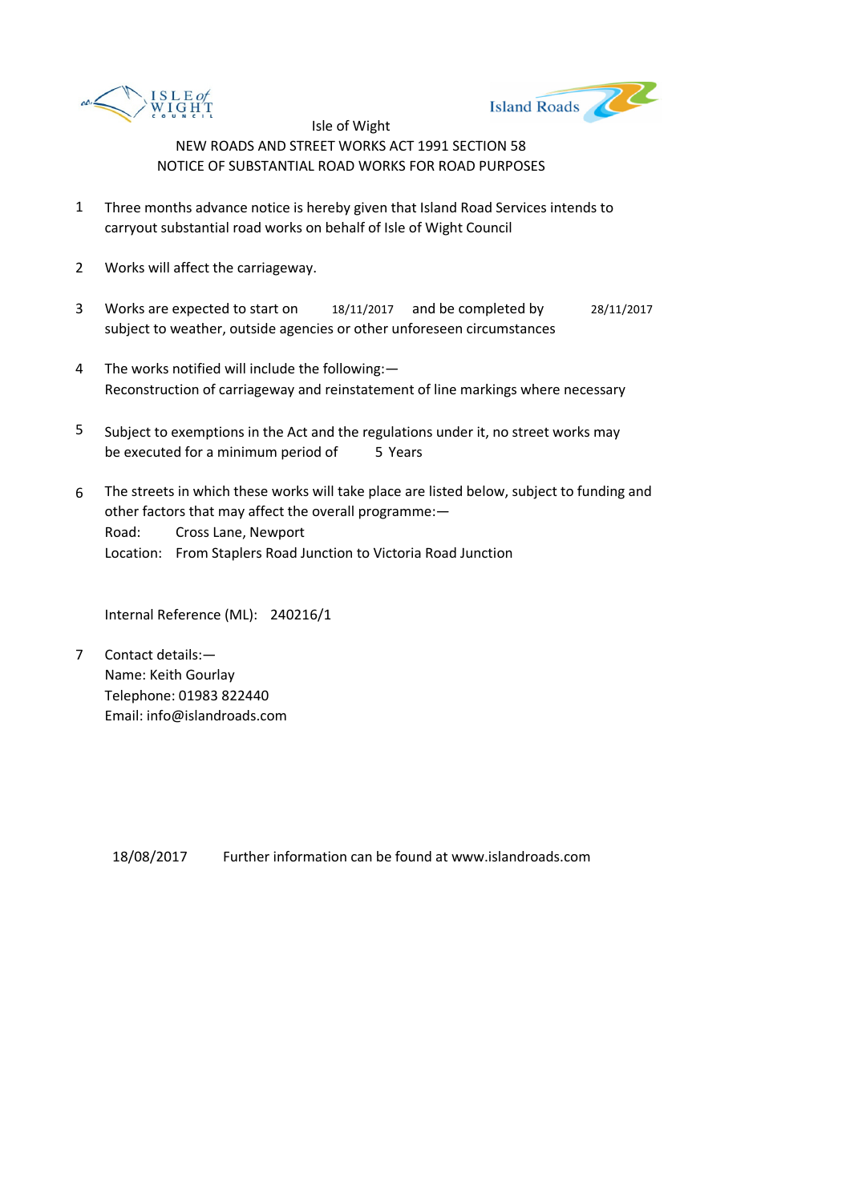Isle of Wight

NEW ROADS AND STREET WORKS ACT 1991 SECTION 58

NOTICE OF SUBSTANTIAL ROAD WORKS FOR ROAD PURPOSES

1. Three months advance notice is hereby given that Island Road Services intends to carryout substantial road works on behalf of Isle of Wight Council

2. Works will affect the carriageway.

3. Works are expected to start on 18/11/2017 and be completed by 28/11/2017 subject to weather, outside agencies or other unforeseen circumstances

4. The works notified will include the following:—
   Reconstruction of carriageway and reinstatement of line markings where necessary

5. Subject to exemptions in the Act and the regulations under it, no street works may be executed for a minimum period of 5 Years

6. The streets in which these works will take place are listed below, subject to funding and other factors that may affect the overall programme:—
   Road: Cross Lane, Newport
   Location: From Staplers Road Junction to Victoria Road Junction

   Internal Reference (ML): 240216/1

7. Contact details:—
   Name: Keith Gourlay
   Telephone: 01983 822440
   Email: info@islandroads.com

18/08/2017 Further information can be found at www.islandroads.com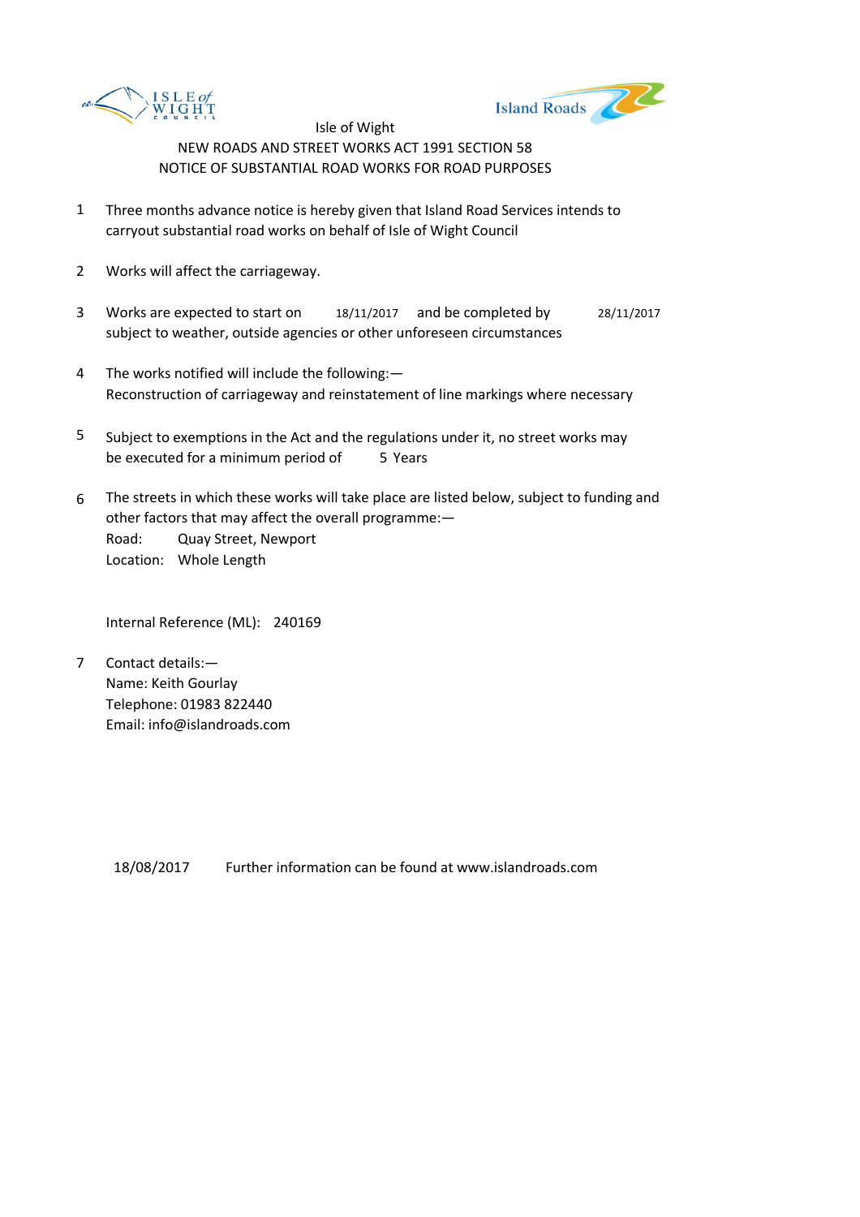Isle of Wight

NEW ROADS AND STREET WORKS ACT 1991 SECTION 58

NOTICE OF SUBSTANTIAL ROAD WORKS FOR ROAD PURPOSES

1. Three months advance notice is hereby given that Island Road Services intends to carryout substantial road works on behalf of Isle of Wight Council

2. Works will affect the carriageway.

3. Works are expected to start on 18/11/2017 and be completed by 28/11/2017 subject to weather, outside agencies or other unforeseen circumstances

4. The works notified will include the following:—
Reconstruction of carriageway and reinstatement of line markings where necessary

5. Subject to exemptions in the Act and the regulations under it, no street works may be executed for a minimum period of 5 Years

6. The streets in which these works will take place are listed below, subject to funding and other factors that may affect the overall programme:—
Road: Quay Street, Newport
Location: Whole Length

Internal Reference (ML): 240169

7. Contact details:—
Name: Keith Gourlay
Telephone: 01983 822440
Email: info@islandroads.com

18/08/2017 Further information can be found at www.islandroads.com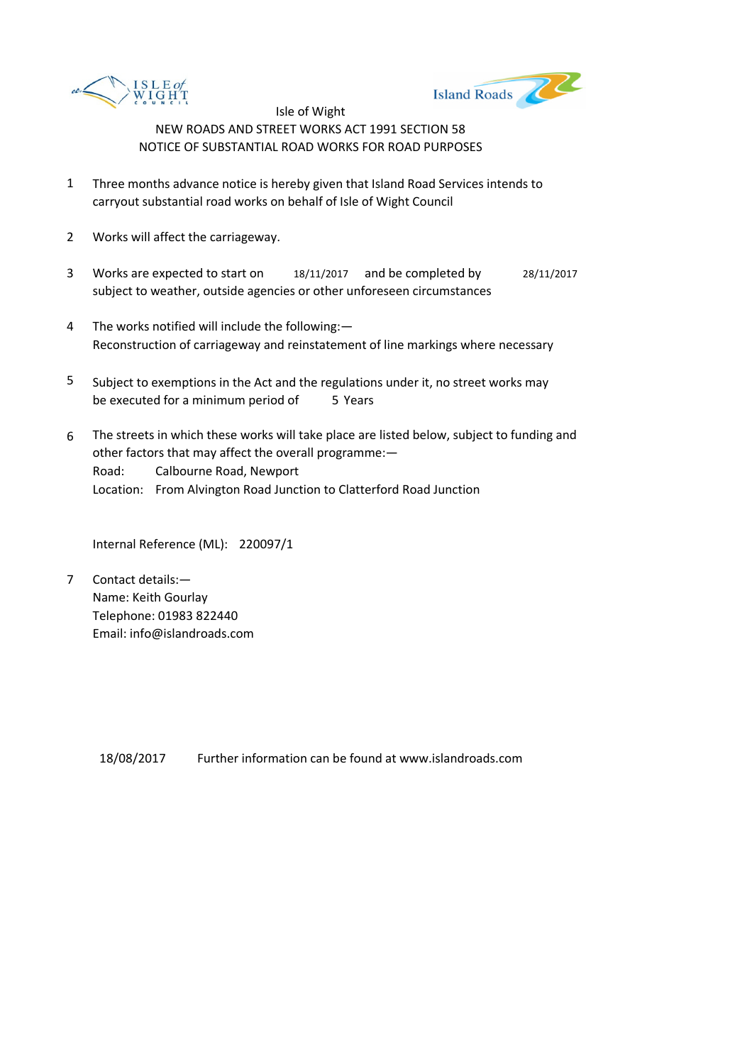Isle of Wight

NEW ROADS AND STREET WORKS ACT 1991 SECTION 58

NOTICE OF SUBSTANTIAL ROAD WORKS FOR ROAD PURPOSES

1. Three months advance notice is hereby given that Island Road Services intends to carryout substantial road works on behalf of Isle of Wight Council

2. Works will affect the carriageway.

3. Works are expected to start on 18/11/2017 and be completed by 28/11/2017 subject to weather, outside agencies or other unforeseen circumstances

4. The works notified will include the following:—
   Reconstruction of carriageway and reinstatement of line markings where necessary

5. Subject to exemptions in the Act and the regulations under it, no street works may be executed for a minimum period of 5 Years

6. The streets in which these works will take place are listed below, subject to funding and other factors that may affect the overall programme:—
   Road: Calbourne Road, Newport
   Location: From Alvington Road Junction to Clatterford Road Junction

   Internal Reference (ML): 220097/1

7. Contact details:—
   Name: Keith Gourlay
   Telephone: 01983 822440
   Email: info@islandroads.com

18/08/2017 Further information can be found at www.islandroads.com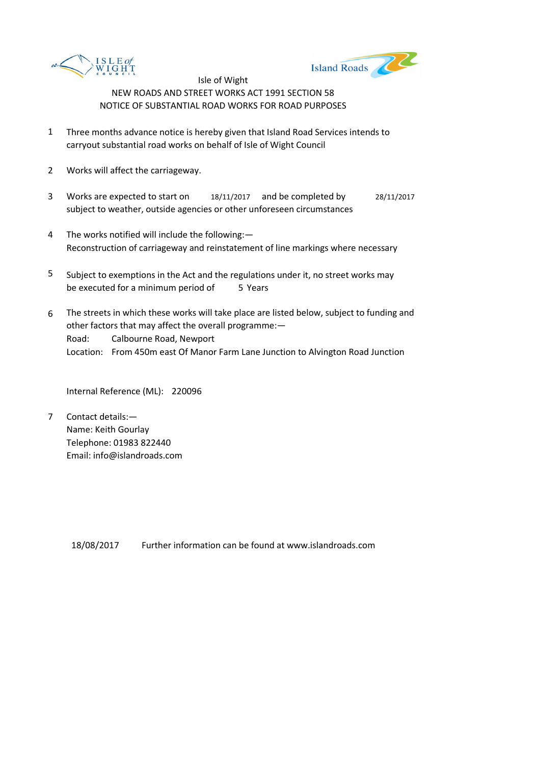Isle of Wight

NEW ROADS AND STREET WORKS ACT 1991 SECTION 58

NOTICE OF SUBSTANTIAL ROAD WORKS FOR ROAD PURPOSES

1. Three months advance notice is hereby given that Island Road Services intends to carryout substantial road works on behalf of Isle of Wight Council

2. Works will affect the carriageway.

3. Works are expected to start on 18/11/2017 and be completed by 28/11/2017 subject to weather, outside agencies or other unforeseen circumstances

4. The works notified will include the following:— Reconstruction of carriageway and reinstatement of line markings where necessary

5. Subject to exemptions in the Act and the regulations under it, no street works may be executed for a minimum period of 5 Years

6. The streets in which these works will take place are listed below, subject to funding and other factors that may affect the overall programme:—
   Road: Calbourne Road, Newport
   Location: From 450m east Of Manor Farm Lane Junction to Alvington Road Junction

   Internal Reference (ML): 220096

7. Contact details:—
   Name: Keith Gourlay
   Telephone: 01983 822440
   Email: info@islandroads.com

18/08/2017 Further information can be found at www.islandroads.com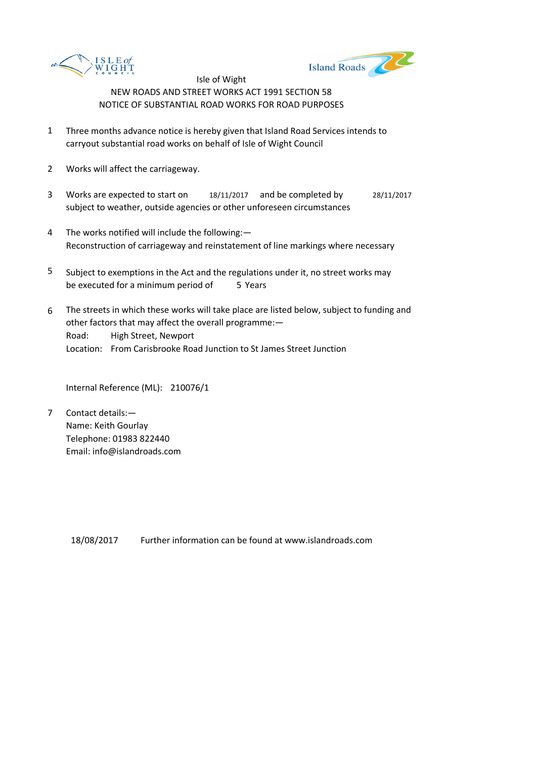Isle of Wight

NEW ROADS AND STREET WORKS ACT 1991 SECTION 58

NOTICE OF SUBSTANTIAL ROAD WORKS FOR ROAD PURPOSES

1. Three months advance notice is hereby given that Island Road Services intends to carryout substantial road works on behalf of Isle of Wight Council

2. Works will affect the carriageway.

3. Works are expected to start on 18/11/2017 and be completed by 28/11/2017 subject to weather, outside agencies or other unforeseen circumstances

4. The works notified will include the following:—
   Reconstruction of carriageway and reinstatement of line markings where necessary

5. Subject to exemptions in the Act and the regulations under it, no street works may be executed for a minimum period of 5 Years

6. The streets in which these works will take place are listed below, subject to funding and other factors that may affect the overall programme:—
   Road: High Street, Newport
   Location: From Carisbrooke Road Junction to St James Street Junction

   Internal Reference (ML): 210076/1

7. Contact details:—
   Name: Keith Gourlay
   Telephone: 01983 822440
   Email: info@islandroads.com

18/08/2017 Further information can be found at www.islandroads.com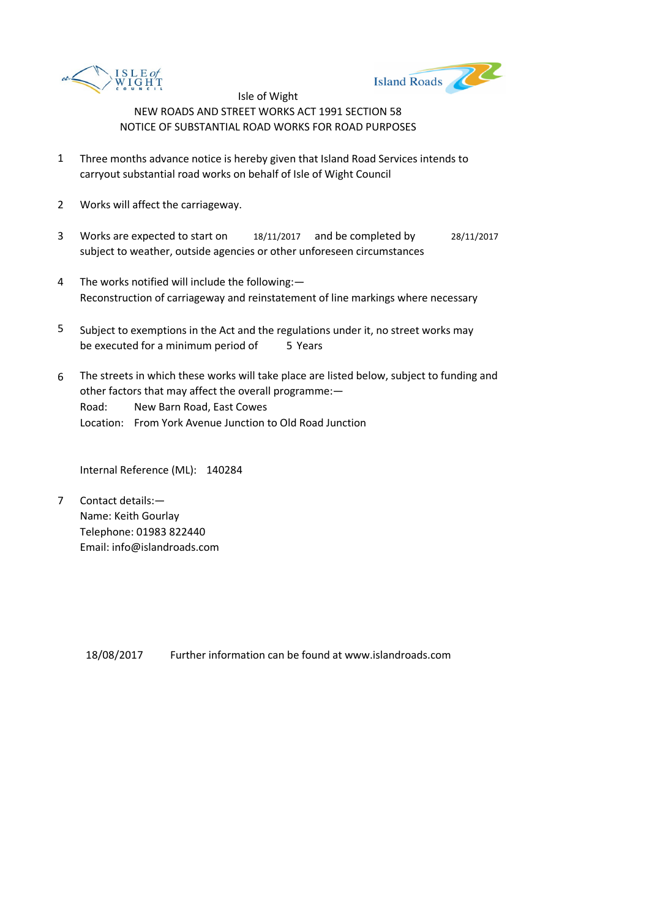Isle of Wight

NEW ROADS AND STREET WORKS ACT 1991 SECTION 58

NOTICE OF SUBSTANTIAL ROAD WORKS FOR ROAD PURPOSES

1. Three months advance notice is hereby given that Island Road Services intends to carryout substantial road works on behalf of Isle of Wight Council

2. Works will affect the carriageway.

3. Works are expected to start on 18/11/2017 and be completed by 28/11/2017 subject to weather, outside agencies or other unforeseen circumstances

4. The works notified will include the following:—
   Reconstruction of carriageway and reinstatement of line markings where necessary

5. Subject to exemptions in the Act and the regulations under it, no street works may be executed for a minimum period of 5 Years

6. The streets in which these works will take place are listed below, subject to funding and other factors that may affect the overall programme:—
   Road: New Barn Road, East Cowes
   Location: From York Avenue Junction to Old Road Junction

   Internal Reference (ML): 140284

7. Contact details:—
   Name: Keith Gourlay
   Telephone: 01983 822440
   Email: info@islandroads.com

18/08/2017 Further information can be found at www.islandroads.com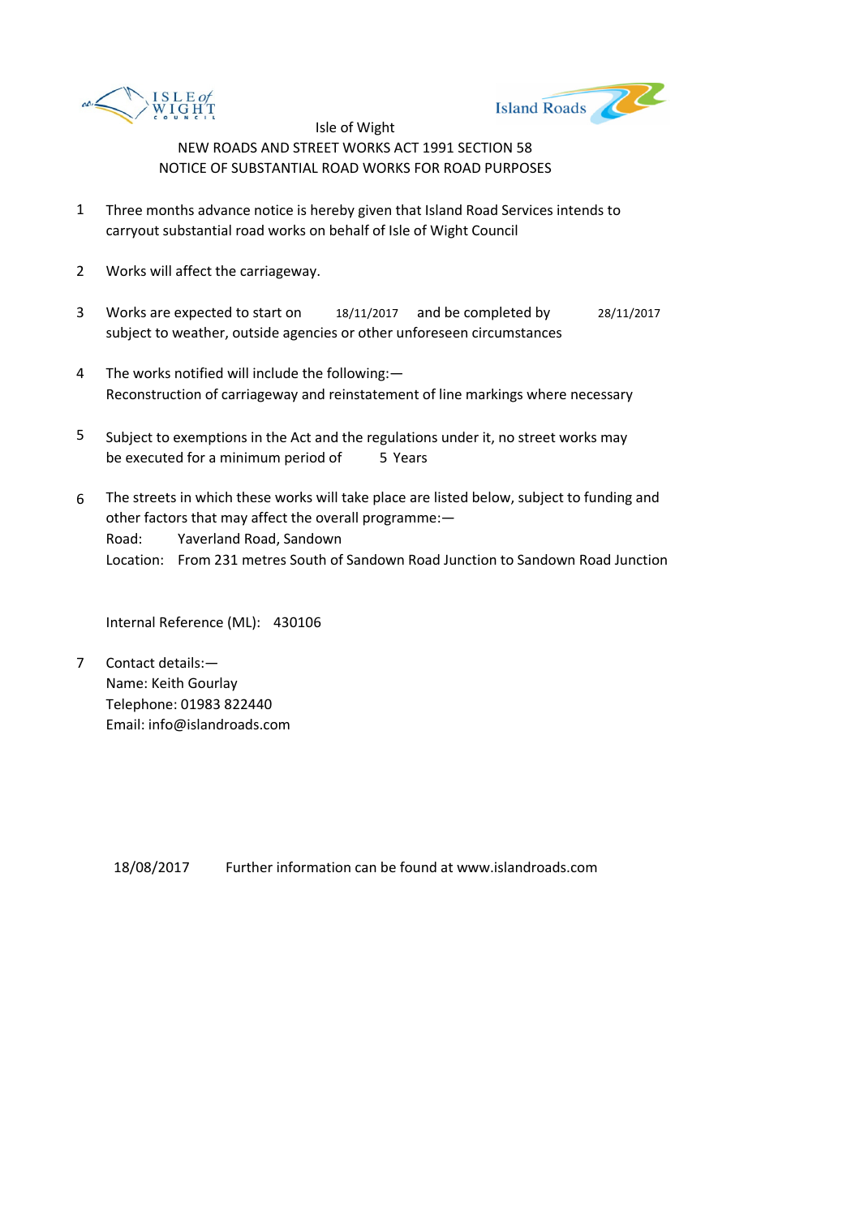Isle of Wight

NEW ROADS AND STREET WORKS ACT 1991 SECTION 58

NOTICE OF SUBSTANTIAL ROAD WORKS FOR ROAD PURPOSES

1. Three months advance notice is hereby given that Island Road Services intends to carryout substantial road works on behalf of Isle of Wight Council

2. Works will affect the carriageway.

3. Works are expected to start on 18/11/2017 and be completed by 28/11/2017 subject to weather, outside agencies or other unforeseen circumstances

4. The works notified will include the following:—
   Reconstruction of carriageway and reinstatement of line markings where necessary

5. Subject to exemptions in the Act and the regulations under it, no street works may be executed for a minimum period of 5 Years

6. The streets in which these works will take place are listed below, subject to funding and other factors that may affect the overall programme:—
   Road: Yaverland Road, Sandown
   Location: From 231 metres South of Sandown Road Junction to Sandown Road Junction

   Internal Reference (ML): 430106

7. Contact details:—
   Name: Keith Gourlay
   Telephone: 01983 822440
   Email: info@islandroads.com

18/08/2017 Further information can be found at www.islandroads.com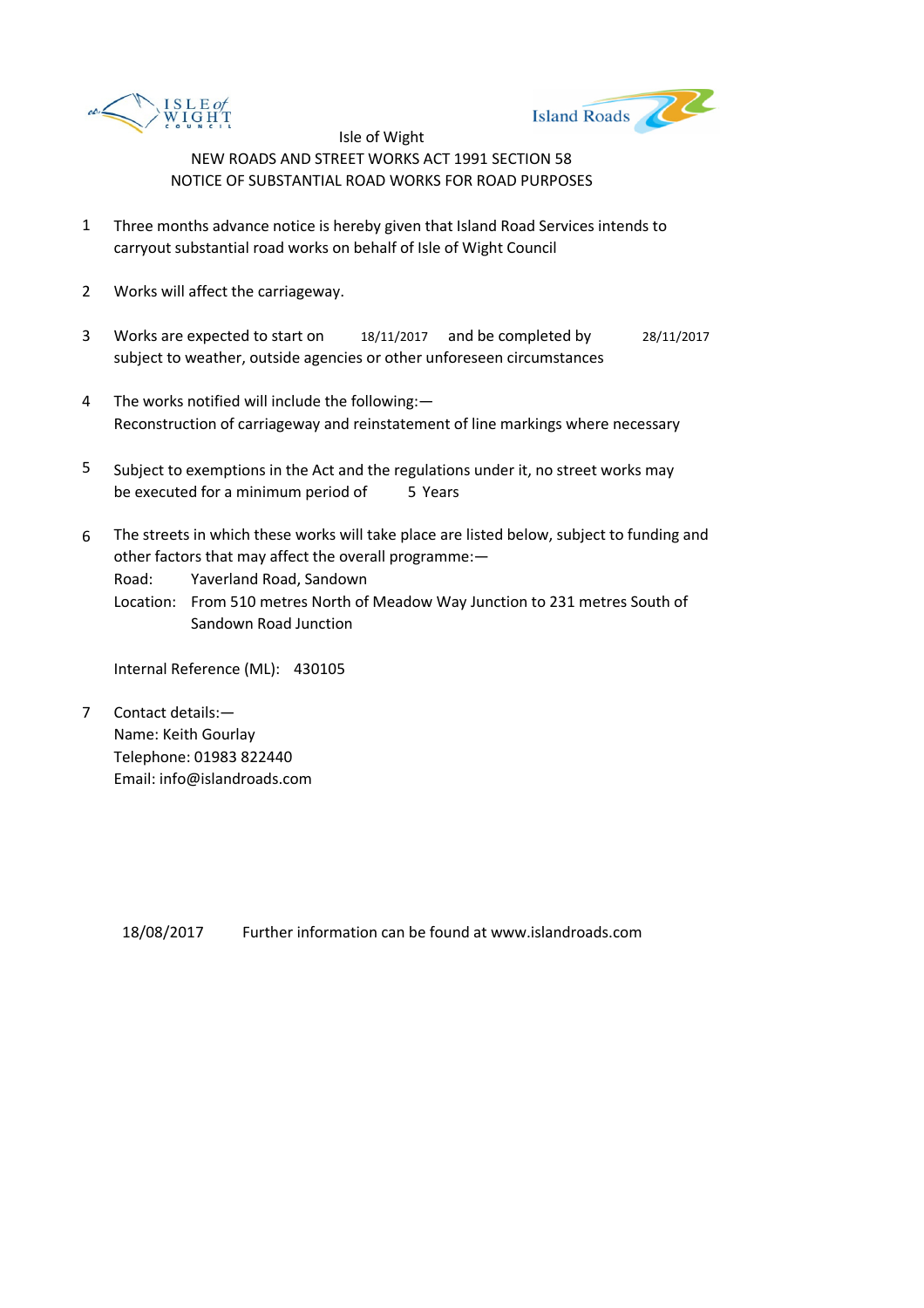Isle of Wight

NEW ROADS AND STREET WORKS ACT 1991 SECTION 58

NOTICE OF SUBSTANTIAL ROAD WORKS FOR ROAD PURPOSES

1. Three months advance notice is hereby given that Island Road Services intends to carryout substantial road works on behalf of Isle of Wight Council

2. Works will affect the carriageway.

3. Works are expected to start on 18/11/2017 and be completed by 28/11/2017 subject to weather, outside agencies or other unforeseen circumstances

4. The works notified will include the following:—
   Reconstruction of carriageway and reinstatement of line markings where necessary

5. Subject to exemptions in the Act and the regulations under it, no street works may be executed for a minimum period of 5 Years

6. The streets in which these works will take place are listed below, subject to funding and other factors that may affect the overall programme:—
   Road: Yaverland Road, Sandown
   Location: From 510 metres North of Meadow Way Junction to 231 metres South of Sandown Road Junction

   Internal Reference (ML): 430105

7. Contact details:—
   Name: Keith Gourlay
   Telephone: 01983 822440
   Email: info@islandroads.com

18/08/2017 Further information can be found at www.islandroads.com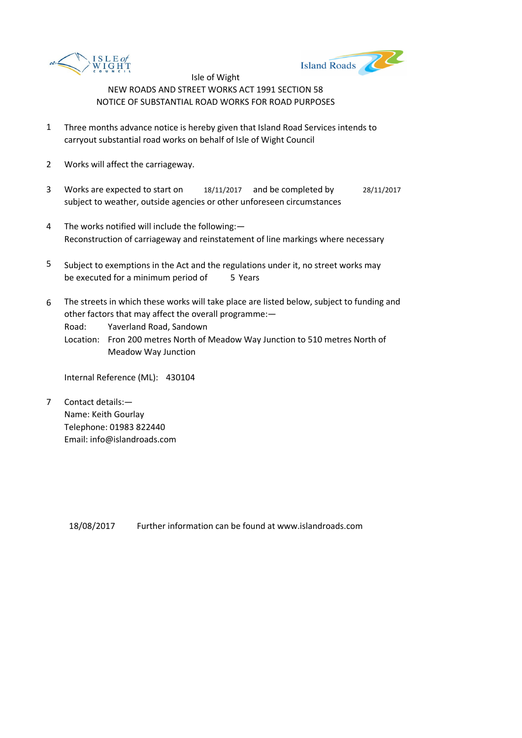Isle of Wight

NEW ROADS AND STREET WORKS ACT 1991 SECTION 58

NOTICE OF SUBSTANTIAL ROAD WORKS FOR ROAD PURPOSES

1. Three months advance notice is hereby given that Island Road Services intends to carryout substantial road works on behalf of Isle of Wight Council

2. Works will affect the carriageway.

3. Works are expected to start on 18/11/2017 and be completed by 28/11/2017 subject to weather, outside agencies or other unforeseen circumstances

4. The works notified will include the following:— Reconstruction of carriageway and reinstatement of line markings where necessary

5. Subject to exemptions in the Act and the regulations under it, no street works may be executed for a minimum period of 5 Years

6. The streets in which these works will take place are listed below, subject to funding and other factors that may affect the overall programme:—
   Road: Yaverland Road, Sandown
   Location: Fron 200 metres North of Meadow Way Junction to 510 metres North of Meadow Way Junction

   Internal Reference (ML): 430104

7. Contact details:—
   Name: Keith Gourlay
   Telephone: 01983 822440
   Email: info@islandroads.com

18/08/2017 Further information can be found at www.islandroads.com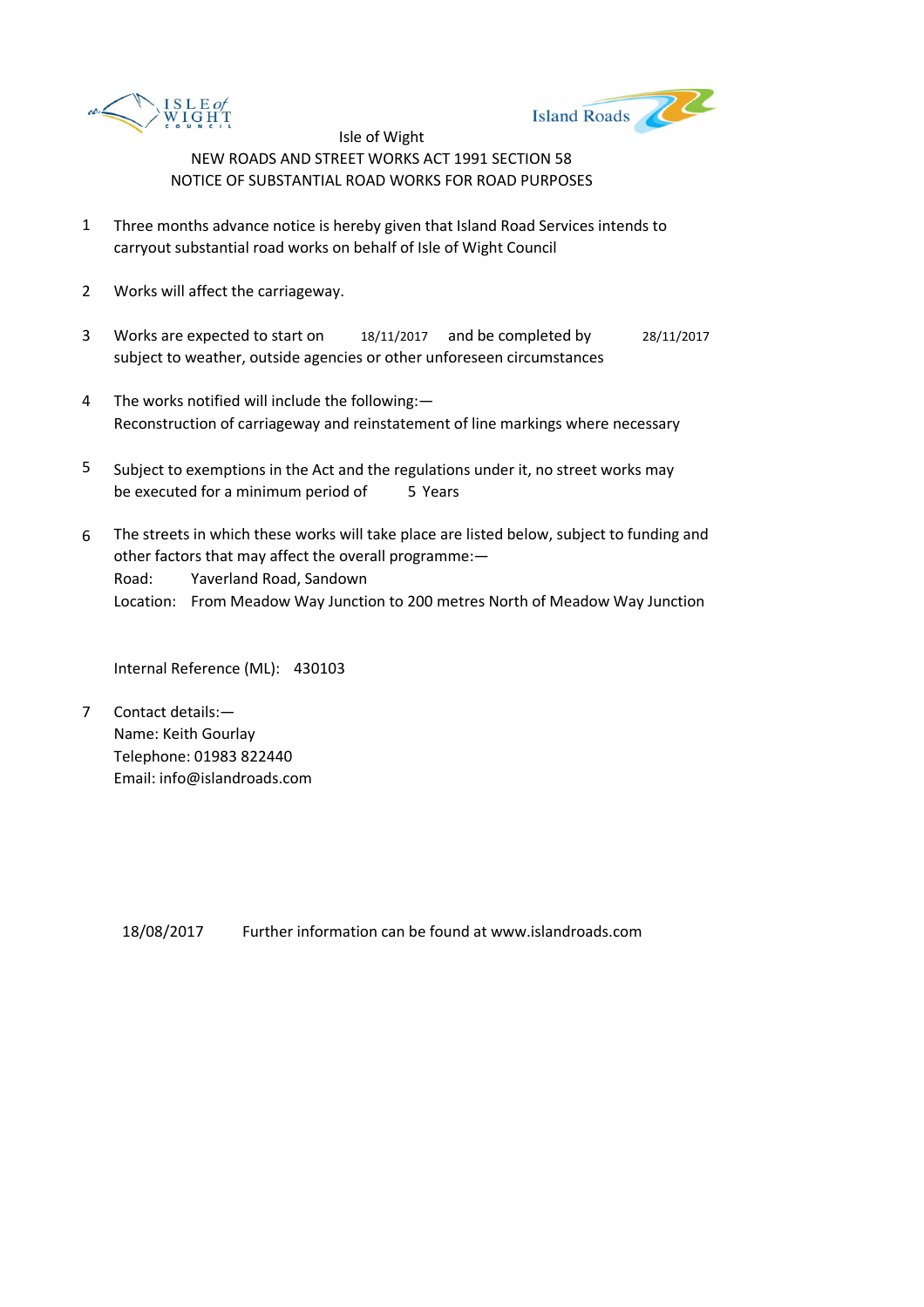Isle of Wight

NEW ROADS AND STREET WORKS ACT 1991 SECTION 58

NOTICE OF SUBSTANTIAL ROAD WORKS FOR ROAD PURPOSES

1. Three months advance notice is hereby given that Island Road Services intends to carryout substantial road works on behalf of Isle of Wight Council

2. Works will affect the carriageway.

3. Works are expected to start on 18/11/2017 and be completed by 28/11/2017 subject to weather, outside agencies or other unforeseen circumstances

4. The works notified will include the following:— Reconstruction of carriageway and reinstatement of line markings where necessary

5. Subject to exemptions in the Act and the regulations under it, no street works may be executed for a minimum period of 5 Years

6. The streets in which these works will take place are listed below, subject to funding and other factors that may affect the overall programme:—
   Road: Yaverland Road, Sandown
   Location: From Meadow Way Junction to 200 metres North of Meadow Way Junction

   Internal Reference (ML): 430103

7. Contact details:—
   Name: Keith Gourlay
   Telephone: 01983 822440
   Email: info@islandroads.com

18/08/2017 Further information can be found at www.islandroads.com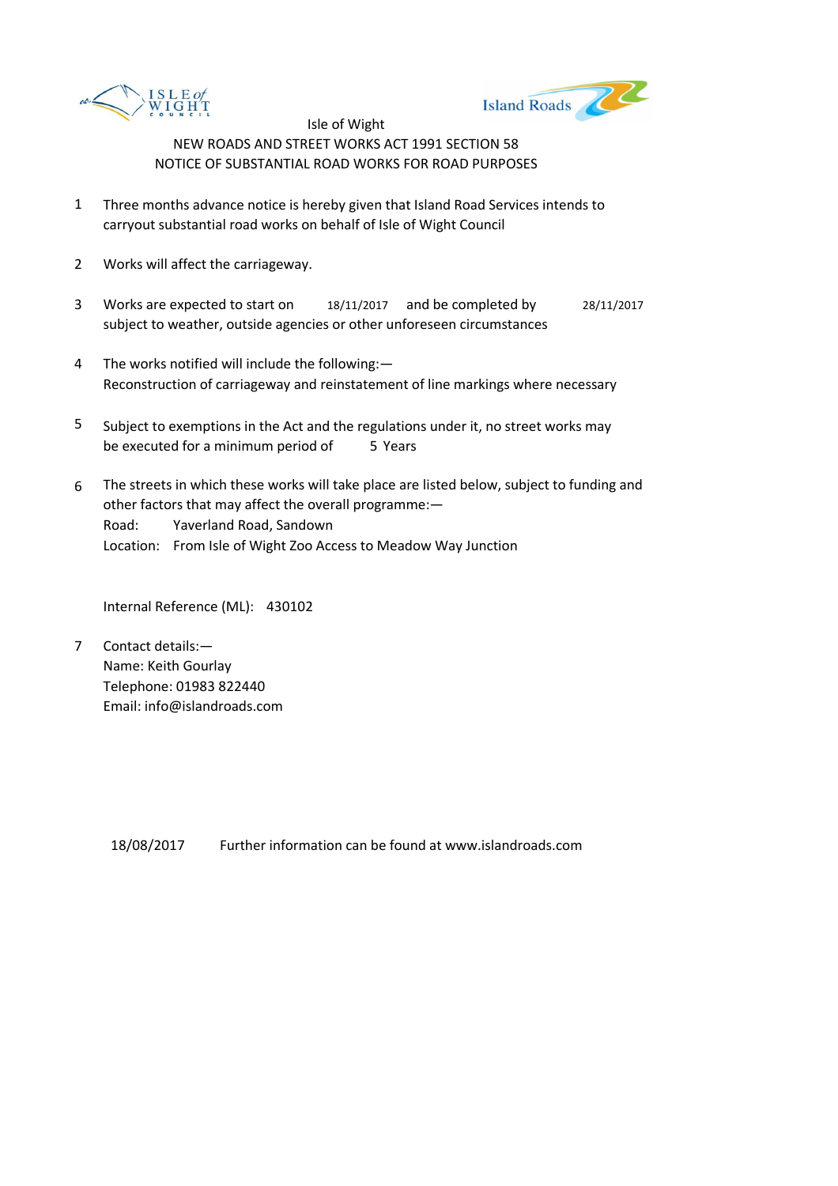Isle of Wight

NEW ROADS AND STREET WORKS ACT 1991 SECTION 58

NOTICE OF SUBSTANTIAL ROAD WORKS FOR ROAD PURPOSES

1. Three months advance notice is hereby given that Island Road Services intends to carryout substantial road works on behalf of Isle of Wight Council

2. Works will affect the carriageway.

3. Works are expected to start on 18/11/2017 and be completed by 28/11/2017 subject to weather, outside agencies or other unforeseen circumstances

4. The works notified will include the following:—
   Reconstruction of carriageway and reinstatement of line markings where necessary

5. Subject to exemptions in the Act and the regulations under it, no street works may be executed for a minimum period of 5 Years

6. The streets in which these works will take place are listed below, subject to funding and other factors that may affect the overall programme:—
   Road: Yaverland Road, Sandown
   Location: From Isle of Wight Zoo Access to Meadow Way Junction

   Internal Reference (ML): 430102

7. Contact details:—
   Name: Keith Gourlay
   Telephone: 01983 822440
   Email: info@islandroads.com

18/08/2017 Further information can be found at www.islandroads.com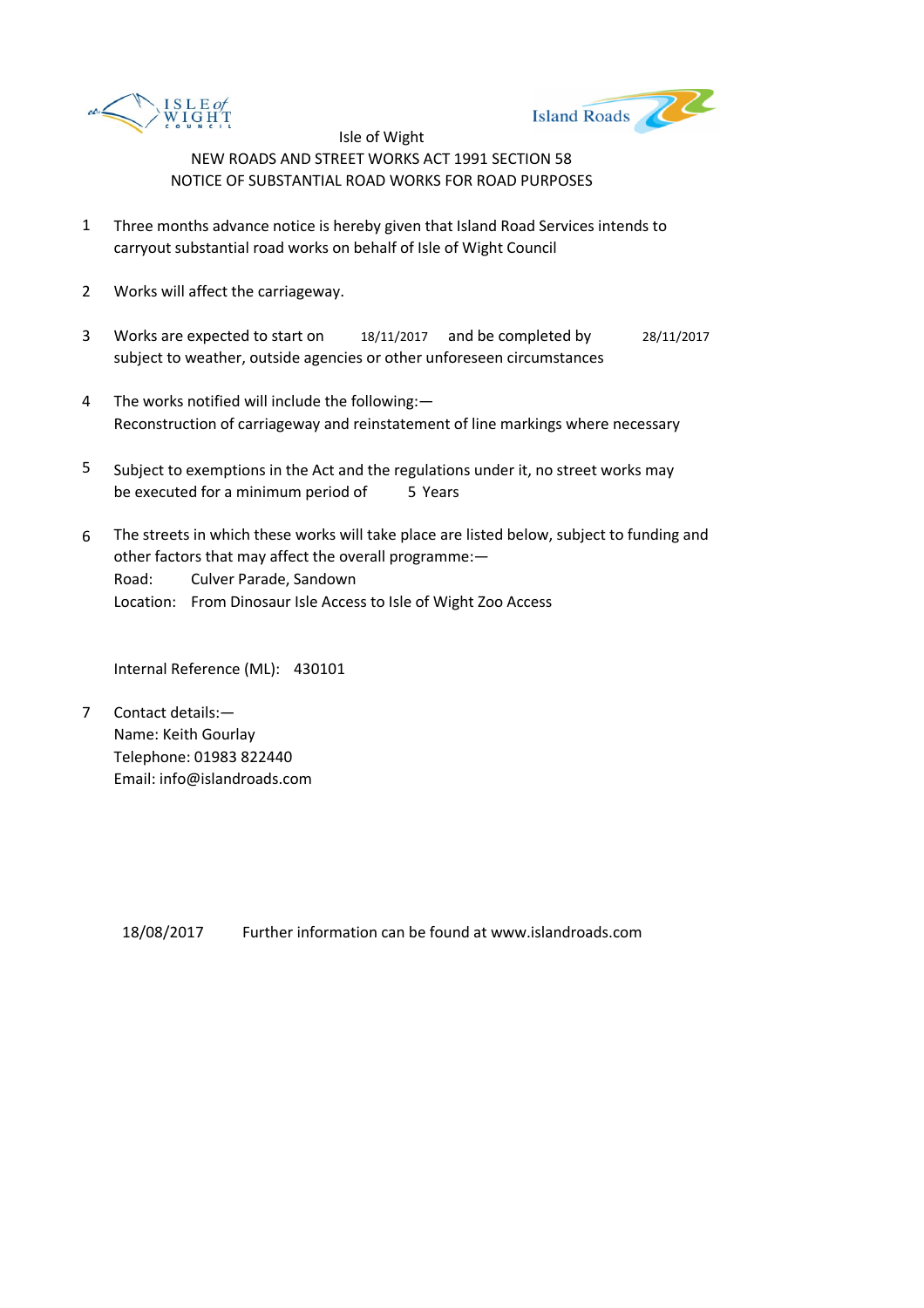Isle of Wight

NEW ROADS AND STREET WORKS ACT 1991 SECTION 58

NOTICE OF SUBSTANTIAL ROAD WORKS FOR ROAD PURPOSES

1. Three months advance notice is hereby given that Island Road Services intends to carryout substantial road works on behalf of Isle of Wight Council

2. Works will affect the carriageway.

3. Works are expected to start on 18/11/2017 and be completed by 28/11/2017 subject to weather, outside agencies or other unforeseen circumstances

4. The works notified will include the following:—
   Reconstruction of carriageway and reinstatement of line markings where necessary

5. Subject to exemptions in the Act and the regulations under it, no street works may be executed for a minimum period of 5 Years

6. The streets in which these works will take place are listed below, subject to funding and other factors that may affect the overall programme:—
   Road: Culver Parade, Sandown
   Location: From Dinosaur Isle Access to Isle of Wight Zoo Access

   Internal Reference (ML): 430101

7. Contact details:—
   Name: Keith Gourlay
   Telephone: 01983 822440
   Email: info@islandroads.com

18/08/2017 Further information can be found at www.islandroads.com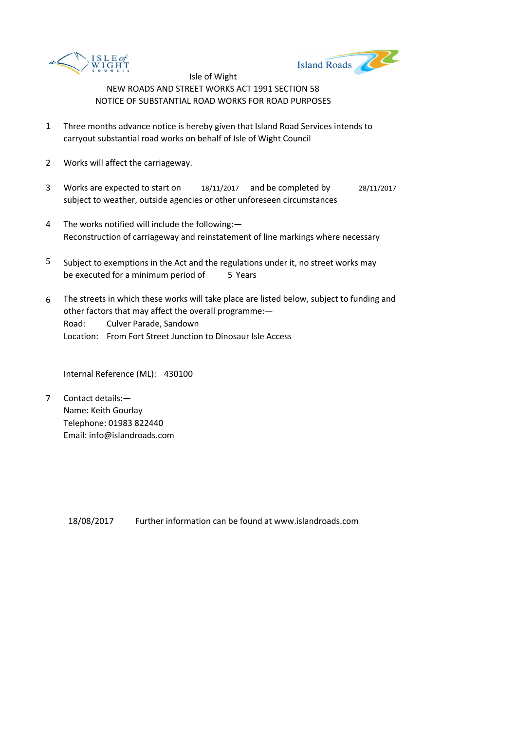Isle of Wight

NEW ROADS AND STREET WORKS ACT 1991 SECTION 58

NOTICE OF SUBSTANTIAL ROAD WORKS FOR ROAD PURPOSES

1. Three months advance notice is hereby given that Island Road Services intends to carryout substantial road works on behalf of Isle of Wight Council

2. Works will affect the carriageway.

3. Works are expected to start on 18/11/2017 and be completed by 28/11/2017 subject to weather, outside agencies or other unforeseen circumstances

4. The works notified will include the following:—
   Reconstruction of carriageway and reinstatement of line markings where necessary

5. Subject to exemptions in the Act and the regulations under it, no street works may be executed for a minimum period of 5 Years

6. The streets in which these works will take place are listed below, subject to funding and other factors that may affect the overall programme:—
   Road: Culver Parade, Sandown
   Location: From Fort Street Junction to Dinosaur Isle Access

   Internal Reference (ML): 430100

7. Contact details:—
   Name: Keith Gourlay
   Telephone: 01983 822440
   Email: info@islandroads.com

18/08/2017 Further information can be found at www.islandroads.com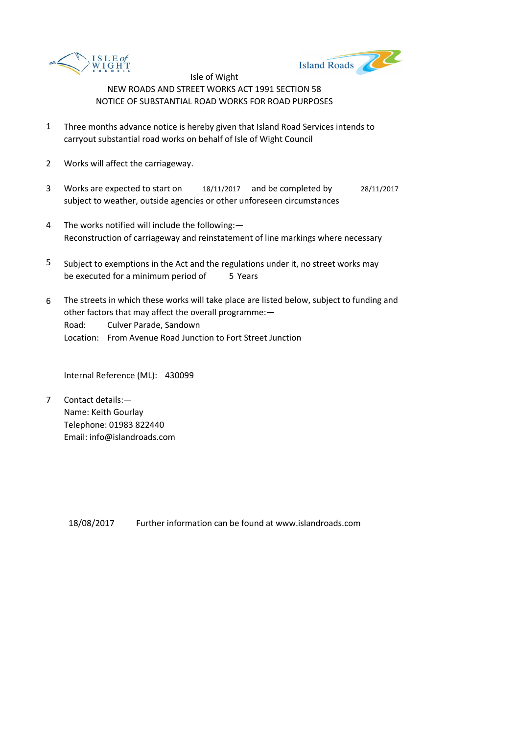Isle of Wight
NEW ROADS AND STREET WORKS ACT 1991 SECTION 58
NOTICE OF SUBSTANTIAL ROAD WORKS FOR ROAD PURPOSES

1. Three months advance notice is hereby given that Island Road Services intends to carryout substantial road works on behalf of Isle of Wight Council

2. Works will affect the carriageway.

3. Works are expected to start on 18/11/2017 and be completed by 28/11/2017 subject to weather, outside agencies or other unforeseen circumstances

4. The works notified will include the following:—
Reconstruction of carriageway and reinstatement of line markings where necessary

5. Subject to exemptions in the Act and the regulations under it, no street works may be executed for a minimum period of 5 Years

6. The streets in which these works will take place are listed below, subject to funding and other factors that may affect the overall programme:—
Road: Culver Parade, Sandown
Location: From Avenue Road Junction to Fort Street Junction

Internal Reference (ML): 430099

7. Contact details:—
Name: Keith Gourlay
Telephone: 01983 822440
Email: info@islandroads.com

18/08/2017 Further information can be found at www.islandroads.com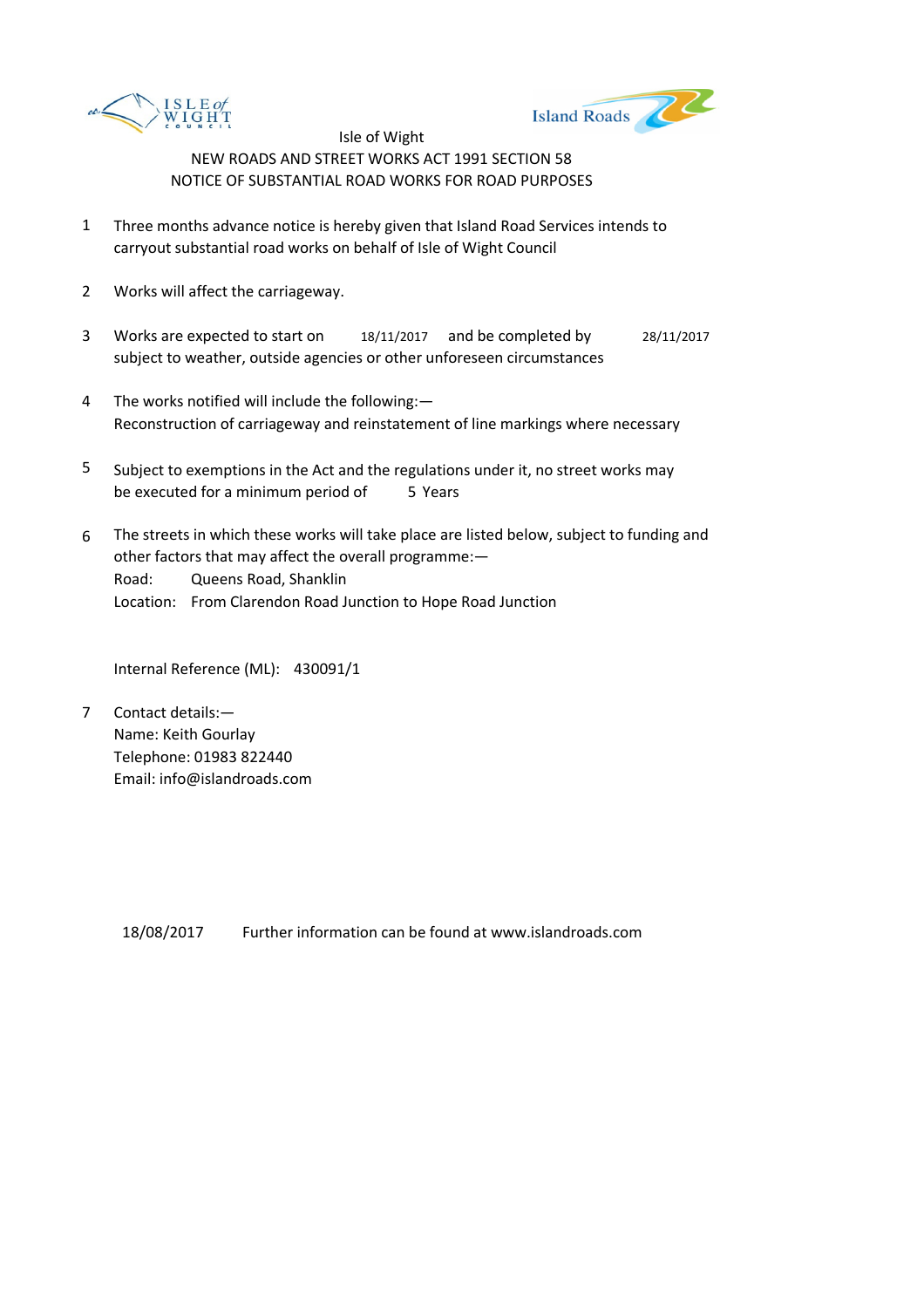Isle of Wight

NEW ROADS AND STREET WORKS ACT 1991 SECTION 58

NOTICE OF SUBSTANTIAL ROAD WORKS FOR ROAD PURPOSES

1. Three months advance notice is hereby given that Island Road Services intends to carryout substantial road works on behalf of Isle of Wight Council

2. Works will affect the carriageway.

3. Works are expected to start on 18/11/2017 and be completed by 28/11/2017 subject to weather, outside agencies or other unforeseen circumstances

4. The works notified will include the following:—
   Reconstruction of carriageway and reinstatement of line markings where necessary

5. Subject to exemptions in the Act and the regulations under it, no street works may be executed for a minimum period of 5 Years

6. The streets in which these works will take place are listed below, subject to funding and other factors that may affect the overall programme:—
   Road: Queens Road, Shanklin
   Location: From Clarendon Road Junction to Hope Road Junction

   Internal Reference (ML): 430091/1

7. Contact details:—
   Name: Keith Gourlay
   Telephone: 01983 822440
   Email: info@islandroads.com

18/08/2017 Further information can be found at www.islandroads.com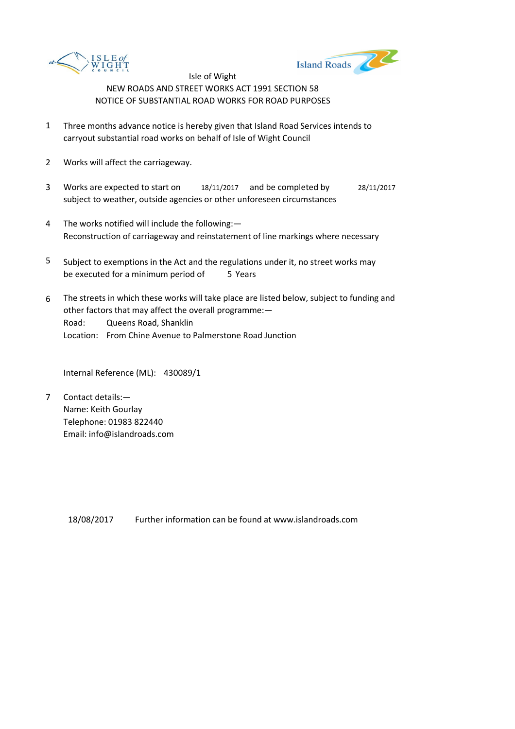Isle of Wight

NEW ROADS AND STREET WORKS ACT 1991 SECTION 58

NOTICE OF SUBSTANTIAL ROAD WORKS FOR ROAD PURPOSES

1. Three months advance notice is hereby given that Island Road Services intends to carryout substantial road works on behalf of Isle of Wight Council

2. Works will affect the carriageway.

3. Works are expected to start on 18/11/2017 and be completed by 28/11/2017 subject to weather, outside agencies or other unforeseen circumstances

4. The works notified will include the following:—
   Reconstruction of carriageway and reinstatement of line markings where necessary

5. Subject to exemptions in the Act and the regulations under it, no street works may be executed for a minimum period of 5 Years

6. The streets in which these works will take place are listed below, subject to funding and other factors that may affect the overall programme:—
   Road: Queens Road, Shanklin
   Location: From Chine Avenue to Palmerstone Road Junction

   Internal Reference (ML): 430089/1

7. Contact details:—
   Name: Keith Gourlay
   Telephone: 01983 822440
   Email: info@islandroads.com

18/08/2017 Further information can be found at www.islandroads.com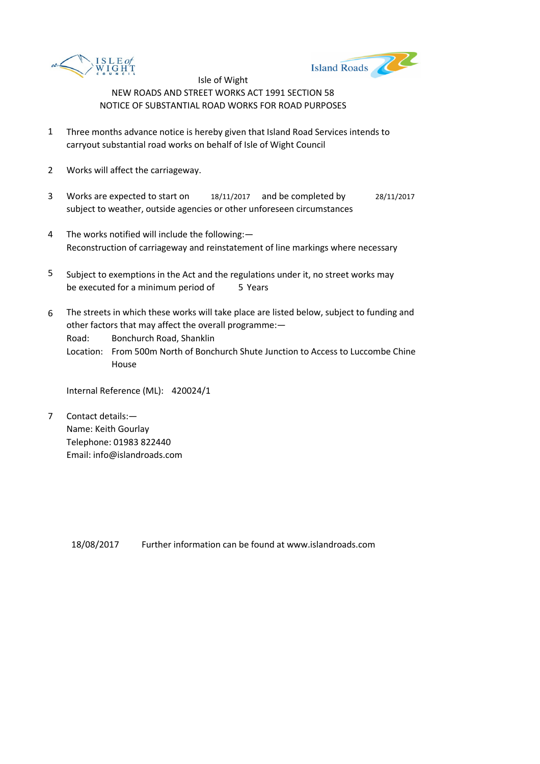Isle of Wight

NEW ROADS AND STREET WORKS ACT 1991 SECTION 58

NOTICE OF SUBSTANTIAL ROAD WORKS FOR ROAD PURPOSES

1. Three months advance notice is hereby given that Island Road Services intends to carryout substantial road works on behalf of Isle of Wight Council

2. Works will affect the carriageway.

3. Works are expected to start on 18/11/2017 and be completed by 28/11/2017 subject to weather, outside agencies or other unforeseen circumstances

4. The works notified will include the following:—
   Reconstruction of carriageway and reinstatement of line markings where necessary

5. Subject to exemptions in the Act and the regulations under it, no street works may be executed for a minimum period of 5 Years

6. The streets in which these works will take place are listed below, subject to funding and other factors that may affect the overall programme:—
   Road: Bonchurch Road, Shanklin
   Location: From 500m North of Bonchurch Shute Junction to Access to Luccombe Chine House

   Internal Reference (ML): 420024/1

7. Contact details:—
   Name: Keith Gourlay
   Telephone: 01983 822440
   Email: info@islandroads.com

18/08/2017 Further information can be found at www.islandroads.com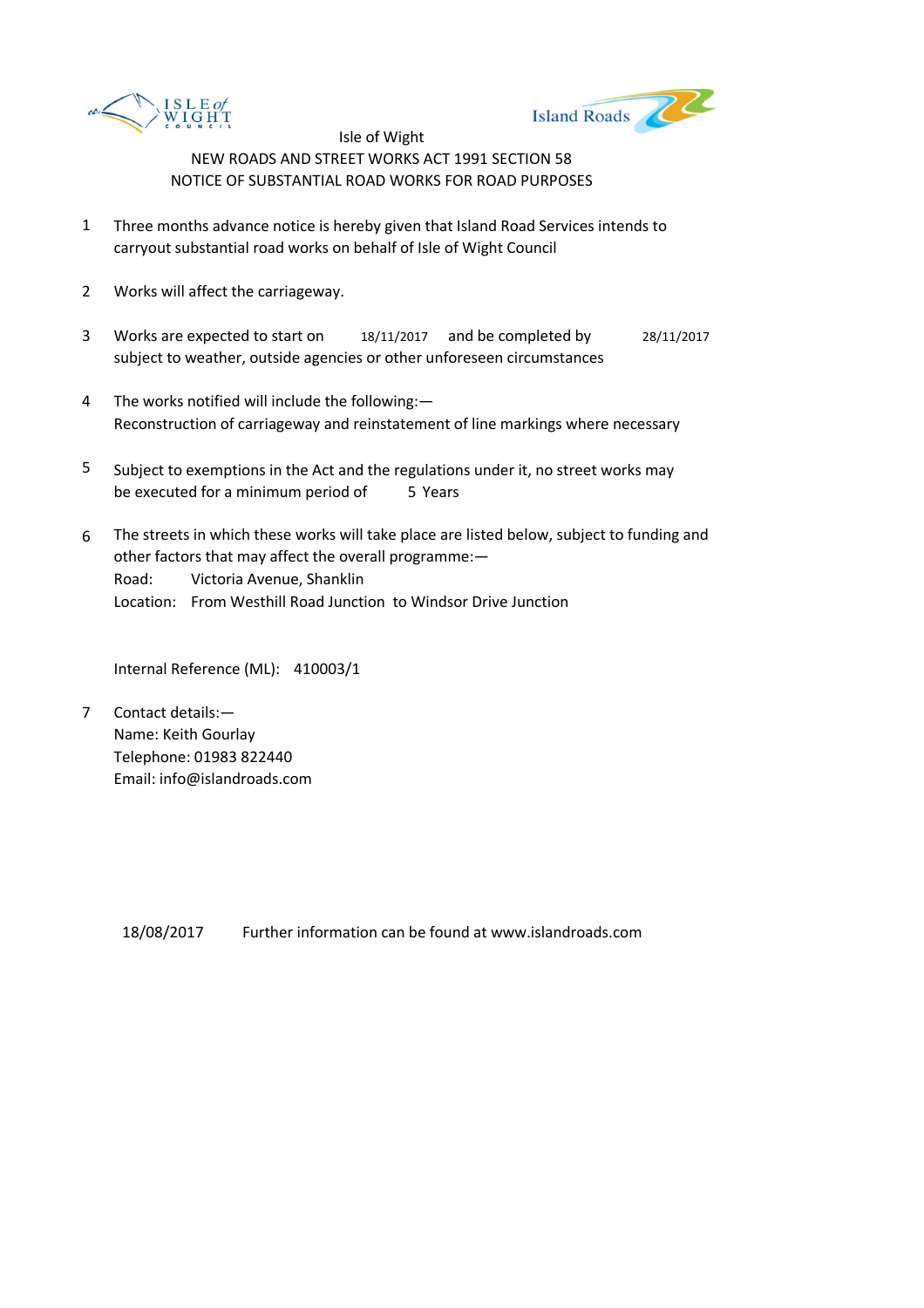Isle of Wight

NEW ROADS AND STREET WORKS ACT 1991 SECTION 58

NOTICE OF SUBSTANTIAL ROAD WORKS FOR ROAD PURPOSES

1. Three months advance notice is hereby given that Island Road Services intends to carryout substantial road works on behalf of Isle of Wight Council

2. Works will affect the carriageway.

3. Works are expected to start on 18/11/2017 and be completed by 28/11/2017 subject to weather, outside agencies or other unforeseen circumstances

4. The works notified will include the following:—
   Reconstruction of carriageway and reinstatement of line markings where necessary

5. Subject to exemptions in the Act and the regulations under it, no street works may be executed for a minimum period of 5 Years

6. The streets in which these works will take place are listed below, subject to funding and other factors that may affect the overall programme:—
   Road: Victoria Avenue, Shanklin
   Location: From Westhill Road Junction to Windsor Drive Junction

   Internal Reference (ML): 410003/1

7. Contact details:—
   Name: Keith Gourlay
   Telephone: 01983 822440
   Email: info@islandroads.com

18/08/2017 Further information can be found at www.islandroads.com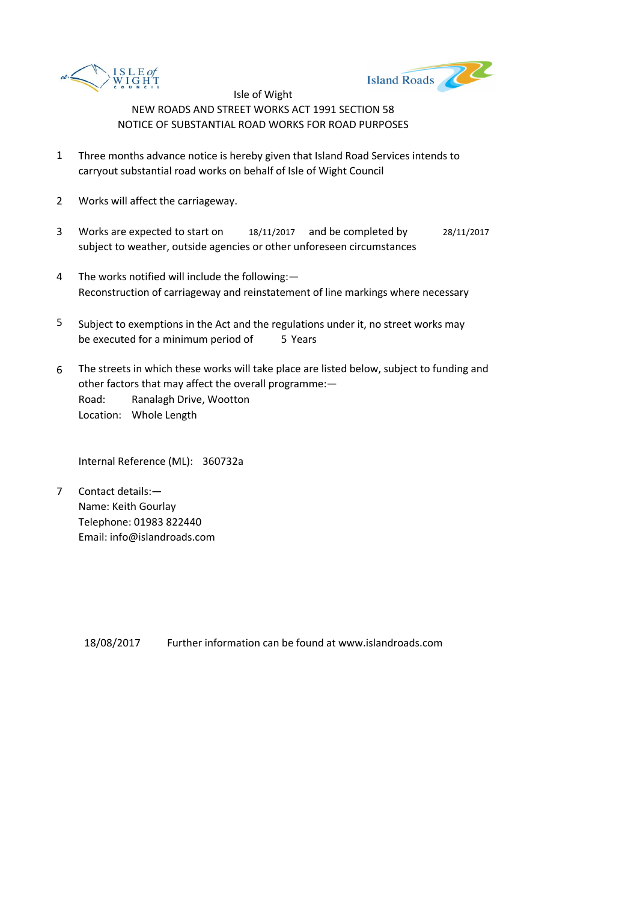Isle of Wight

NEW ROADS AND STREET WORKS ACT 1991 SECTION 58

NOTICE OF SUBSTANTIAL ROAD WORKS FOR ROAD PURPOSES

1. Three months advance notice is hereby given that Island Road Services intends to carryout substantial road works on behalf of Isle of Wight Council

2. Works will affect the carriageway.

3. Works are expected to start on 18/11/2017 and be completed by 28/11/2017 subject to weather, outside agencies or other unforeseen circumstances

4. The works notified will include the following:— Reconstruction of carriageway and reinstatement of line markings where necessary

5. Subject to exemptions in the Act and the regulations under it, no street works may be executed for a minimum period of 5 Years

6. The streets in which these works will take place are listed below, subject to funding and other factors that may affect the overall programme:—
   Road: Ranalagh Drive, Wootton
   Location: Whole Length

   Internal Reference (ML): 360732a

7. Contact details:—
   Name: Keith Gourlay
   Telephone: 01983 822440
   Email: info@islandroads.com

18/08/2017 Further information can be found at www.islandroads.com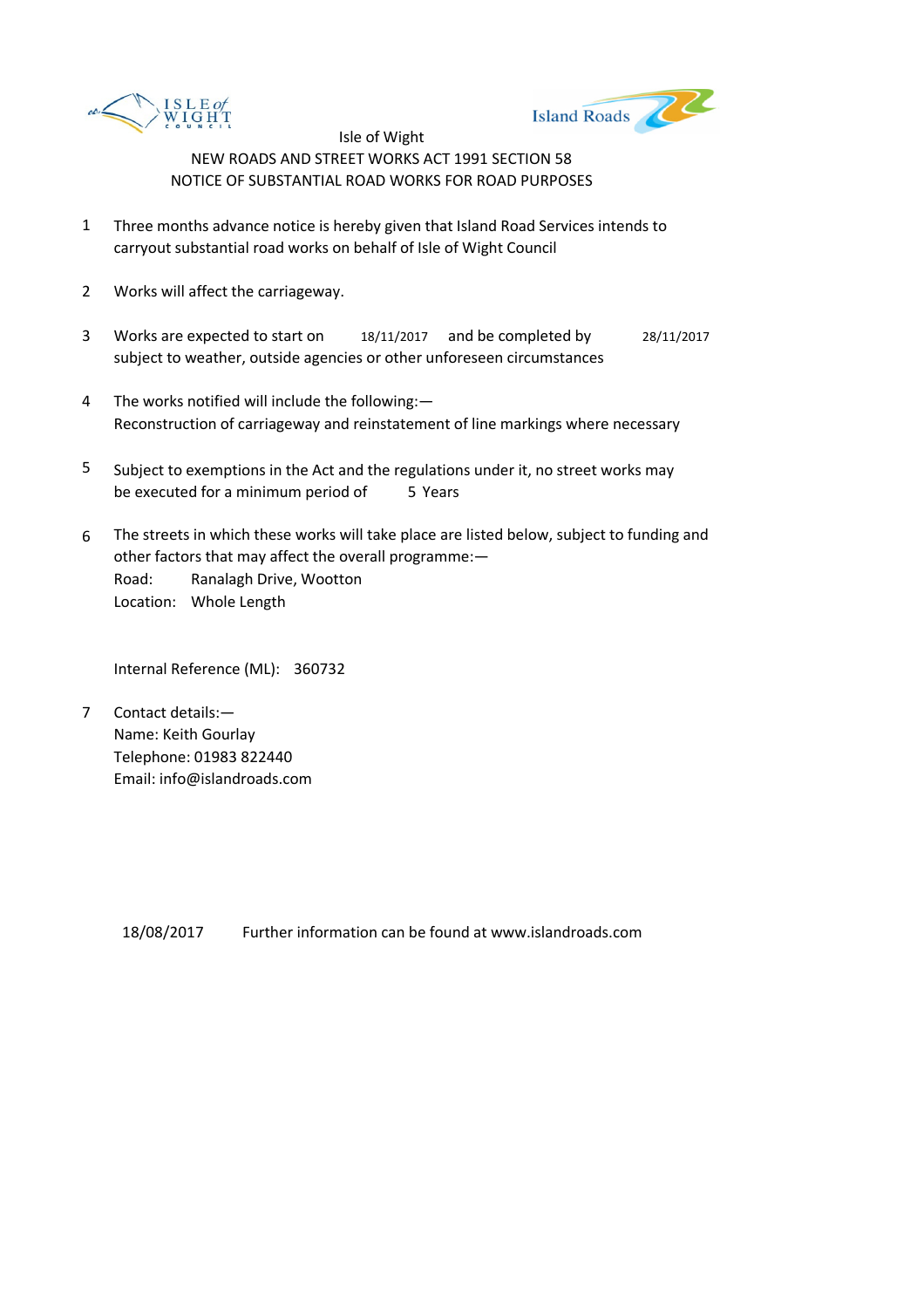Isle of Wight

NEW ROADS AND STREET WORKS ACT 1991 SECTION 58

NOTICE OF SUBSTANTIAL ROAD WORKS FOR ROAD PURPOSES

1. Three months advance notice is hereby given that Island Road Services intends to carryout substantial road works on behalf of Isle of Wight Council

2. Works will affect the carriageway.

3. Works are expected to start on 18/11/2017 and be completed by 28/11/2017 subject to weather, outside agencies or other unforeseen circumstances

4. The works notified will include the following:—
   Reconstruction of carriageway and reinstatement of line markings where necessary

5. Subject to exemptions in the Act and the regulations under it, no street works may be executed for a minimum period of 5 Years

6. The streets in which these works will take place are listed below, subject to funding and other factors that may affect the overall programme:—
   Road: Ranalagh Drive, Wootton
   Location: Whole Length

   Internal Reference (ML): 360732

7. Contact details:—
   Name: Keith Gourlay
   Telephone: 01983 822440
   Email: info@islandroads.com

18/08/2017 Further information can be found at www.islandroads.com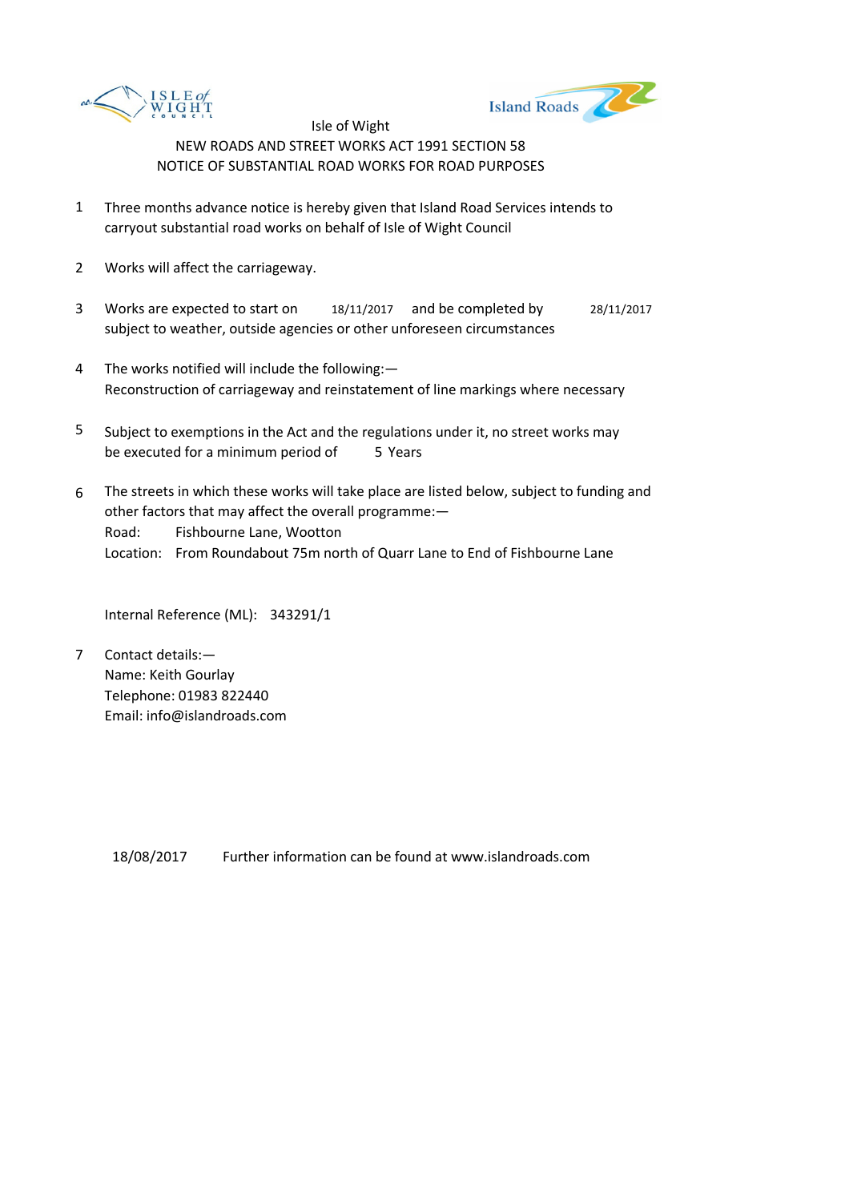Isle of Wight

NEW ROADS AND STREET WORKS ACT 1991 SECTION 58

NOTICE OF SUBSTANTIAL ROAD WORKS FOR ROAD PURPOSES

1. Three months advance notice is hereby given that Island Road Services intends to carryout substantial road works on behalf of Isle of Wight Council

2. Works will affect the carriageway.

3. Works are expected to start on 18/11/2017 and be completed by 28/11/2017 subject to weather, outside agencies or other unforeseen circumstances

4. The works notified will include the following:—
   Reconstruction of carriageway and reinstatement of line markings where necessary

5. Subject to exemptions in the Act and the regulations under it, no street works may be executed for a minimum period of 5 Years

6. The streets in which these works will take place are listed below, subject to funding and other factors that may affect the overall programme:—
   Road: Fishbourne Lane, Wootton
   Location: From Roundabout 75m north of Quarr Lane to End of Fishbourne Lane

   Internal Reference (ML): 343291/1

7. Contact details:—
   Name: Keith Gourlay
   Telephone: 01983 822440
   Email: info@islandroads.com

18/08/2017 Further information can be found at www.islandroads.com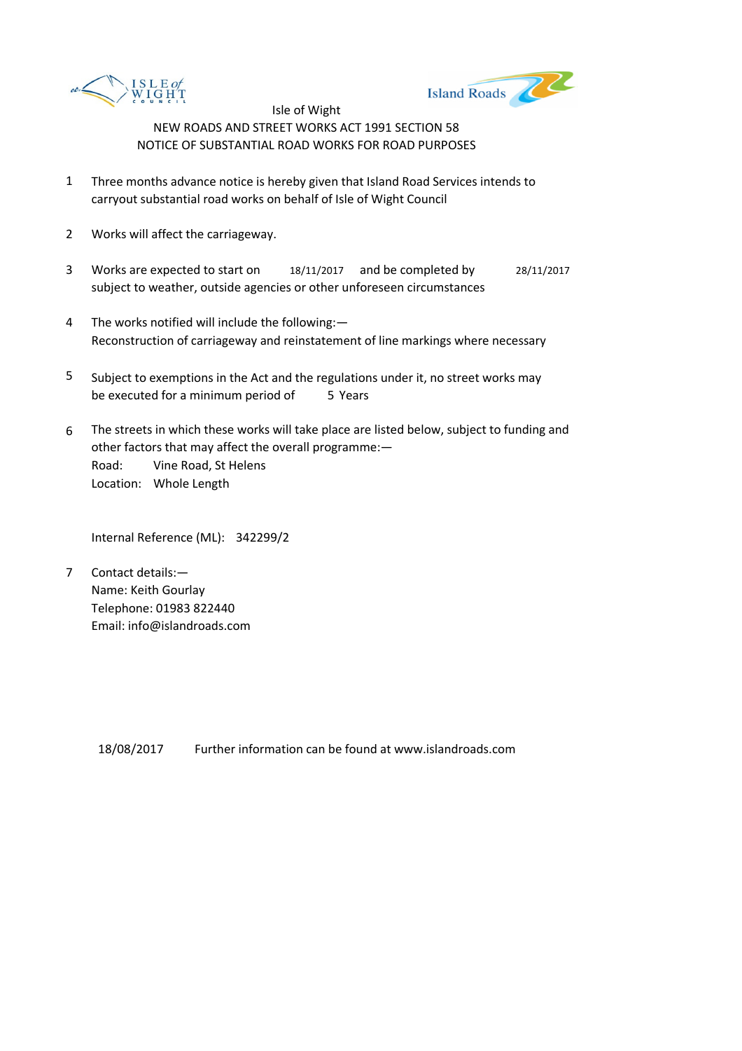Isle of Wight

NEW ROADS AND STREET WORKS ACT 1991 SECTION 58

NOTICE OF SUBSTANTIAL ROAD WORKS FOR ROAD PURPOSES

1. Three months advance notice is hereby given that Island Road Services intends to carryout substantial road works on behalf of Isle of Wight Council

2. Works will affect the carriageway.

3. Works are expected to start on 18/11/2017 and be completed by 28/11/2017 subject to weather, outside agencies or other unforeseen circumstances

4. The works notified will include the following:—
   Reconstruction of carriageway and reinstatement of line markings where necessary

5. Subject to exemptions in the Act and the regulations under it, no street works may be executed for a minimum period of 5 Years

6. The streets in which these works will take place are listed below, subject to funding and other factors that may affect the overall programme:—
   Road: Vine Road, St Helens
   Location: Whole Length

   Internal Reference (ML): 342299/2

7. Contact details:—
   Name: Keith Gourlay
   Telephone: 01983 822440
   Email: info@islandroads.com

18/08/2017 Further information can be found at www.islandroads.com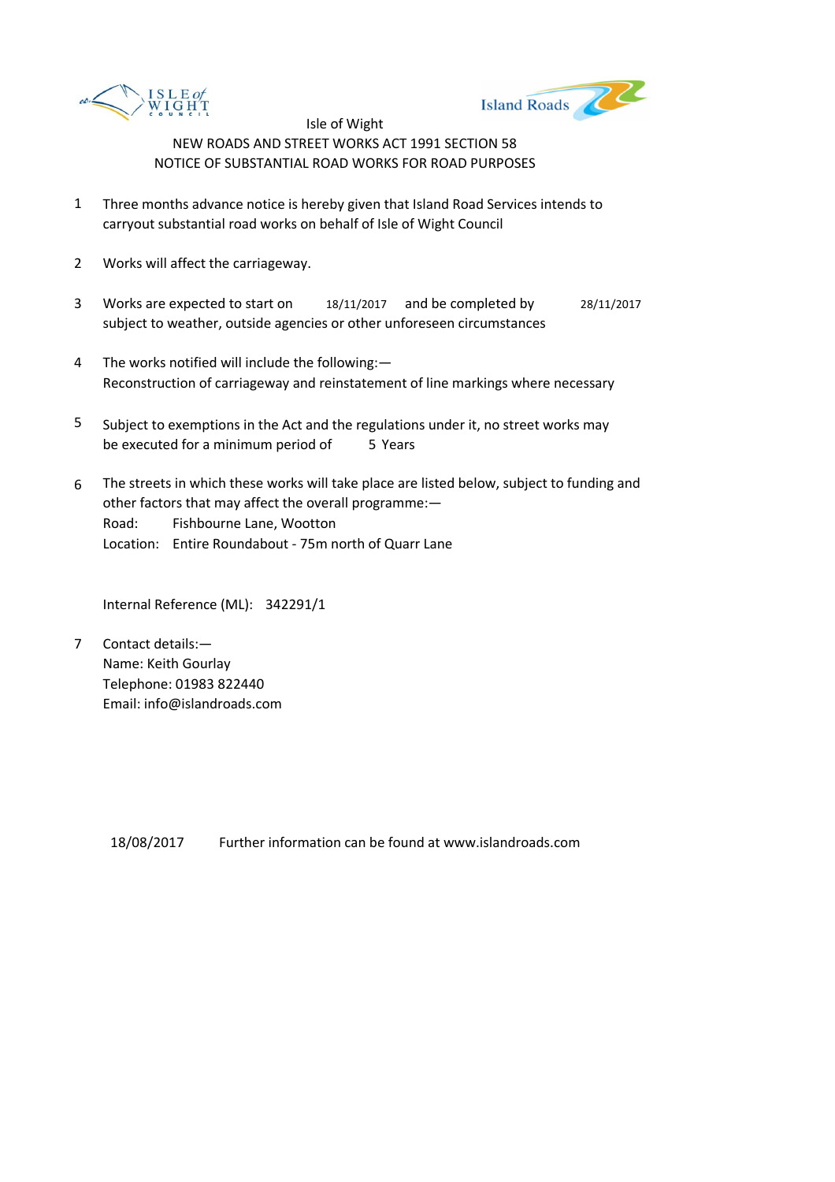Isle of Wight

NEW ROADS AND STREET WORKS ACT 1991 SECTION 58

NOTICE OF SUBSTANTIAL ROAD WORKS FOR ROAD PURPOSES

1. Three months advance notice is hereby given that Island Road Services intends to carryout substantial road works on behalf of Isle of Wight Council

2. Works will affect the carriageway.

3. Works are expected to start on 18/11/2017 and be completed by 28/11/2017 subject to weather, outside agencies or other unforeseen circumstances

4. The works notified will include the following:—
   Reconstruction of carriageway and reinstatement of line markings where necessary

5. Subject to exemptions in the Act and the regulations under it, no street works may be executed for a minimum period of 5 Years

6. The streets in which these works will take place are listed below, subject to funding and other factors that may affect the overall programme:—
   Road: Fishbourne Lane, Wootton
   Location: Entire Roundabout - 75m north of Quarr Lane

   Internal Reference (ML): 342291/1

7. Contact details:—
   Name: Keith Gourlay
   Telephone: 01983 822440
   Email: info@islandroads.com

18/08/2017 Further information can be found at www.islandroads.com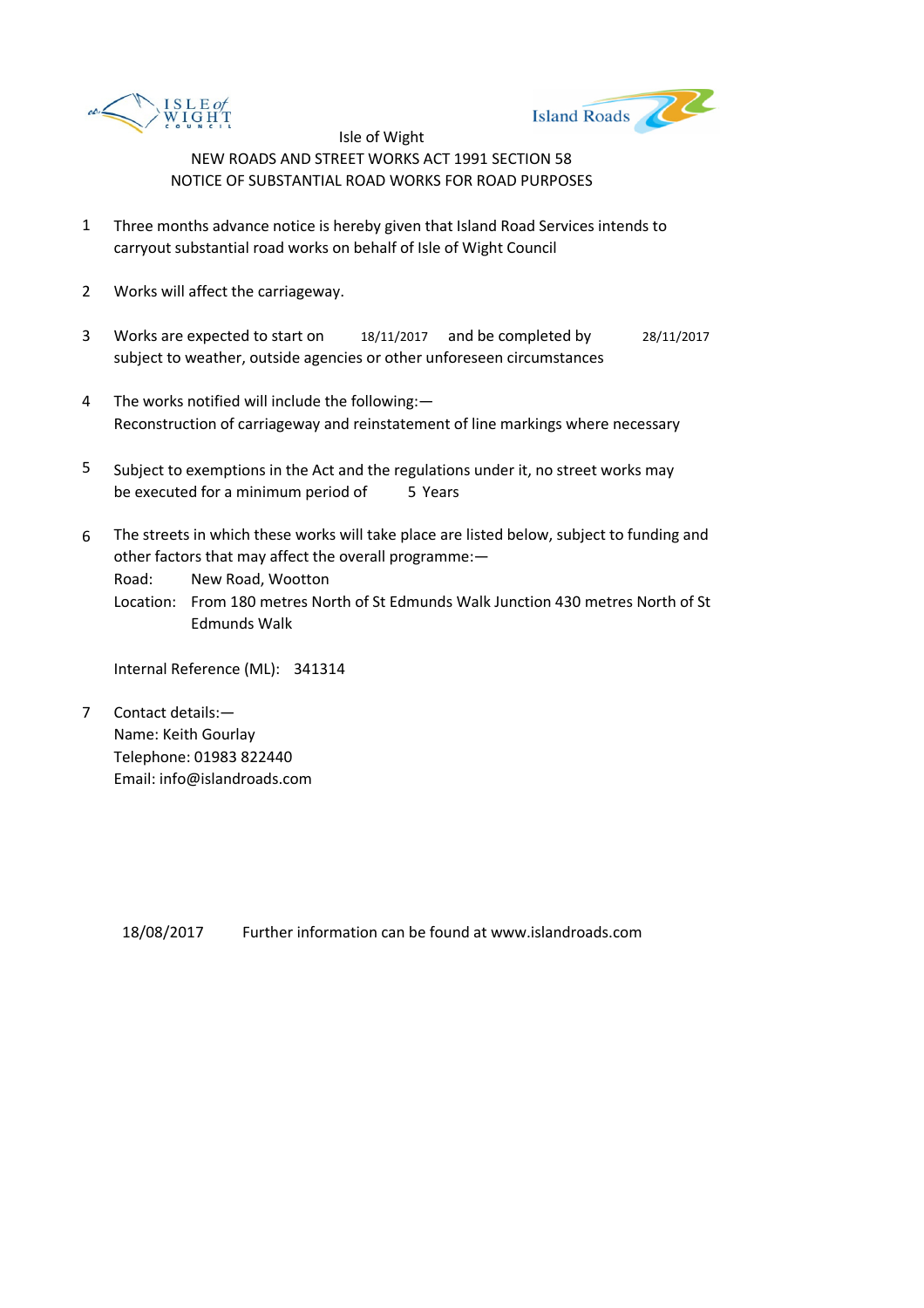Isle of Wight

NEW ROADS AND STREET WORKS ACT 1991 SECTION 58

NOTICE OF SUBSTANTIAL ROAD WORKS FOR ROAD PURPOSES

1. Three months advance notice is hereby given that Island Road Services intends to carryout substantial road works on behalf of Isle of Wight Council

2. Works will affect the carriageway.

3. Works are expected to start on 18/11/2017 and be completed by 28/11/2017 subject to weather, outside agencies or other unforeseen circumstances

4. The works notified will include the following:—
   Reconstruction of carriageway and reinstatement of line markings where necessary

5. Subject to exemptions in the Act and the regulations under it, no street works may be executed for a minimum period of 5 Years

6. The streets in which these works will take place are listed below, subject to funding and other factors that may affect the overall programme:—
   Road: New Road, Wootton
   Location: From 180 metres North of St Edmunds Walk Junction 430 metres North of St Edmunds Walk

   Internal Reference (ML): 341314

7. Contact details:—
   Name: Keith Gourlay
   Telephone: 01983 822440
   Email: info@islandroads.com

18/08/2017 Further information can be found at www.islandroads.com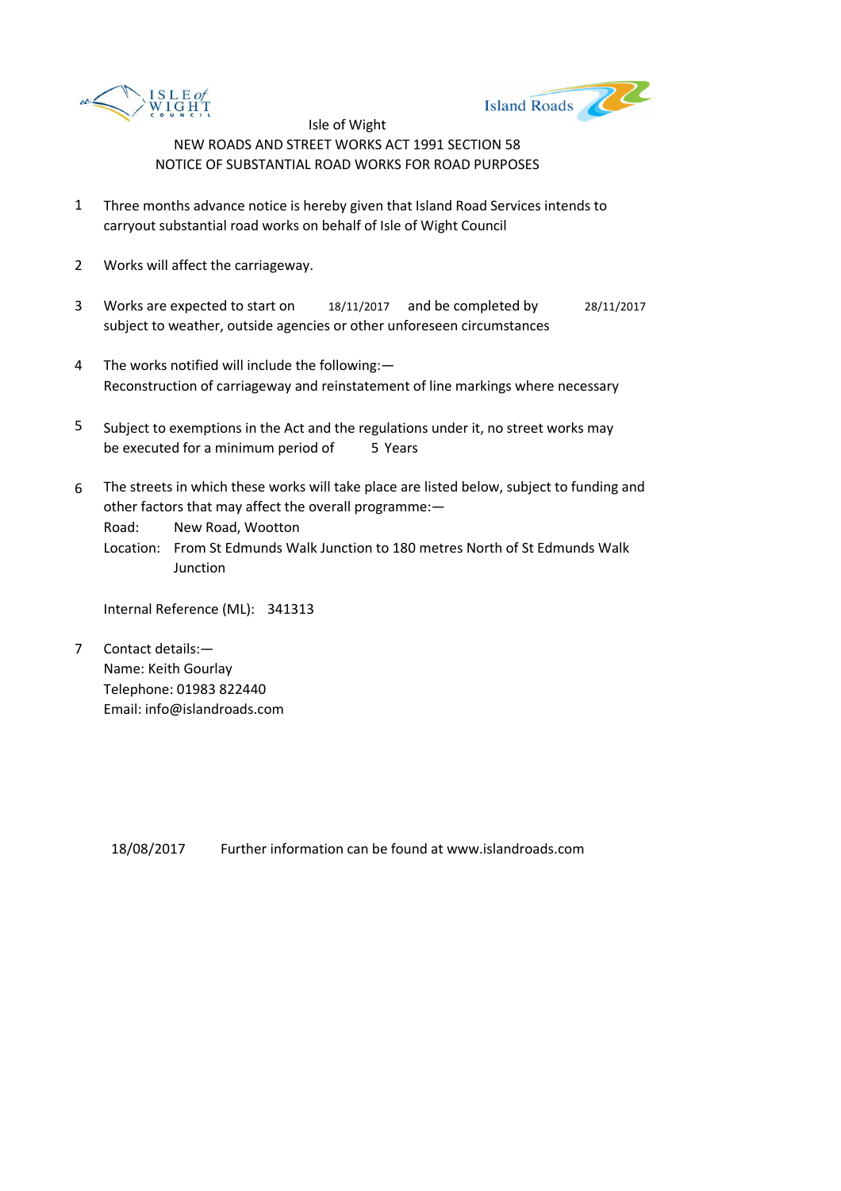Isle of Wight

NEW ROADS AND STREET WORKS ACT 1991 SECTION 58

NOTICE OF SUBSTANTIAL ROAD WORKS FOR ROAD PURPOSES

1. Three months advance notice is hereby given that Island Road Services intends to carryout substantial road works on behalf of Isle of Wight Council

2. Works will affect the carriageway.

3. Works are expected to start on 18/11/2017 and be completed by 28/11/2017 subject to weather, outside agencies or other unforeseen circumstances

4. The works notified will include the following:—
   Reconstruction of carriageway and reinstatement of line markings where necessary

5. Subject to exemptions in the Act and the regulations under it, no street works may be executed for a minimum period of 5 Years

6. The streets in which these works will take place are listed below, subject to funding and other factors that may affect the overall programme:—
   Road: New Road, Wootton
   Location: From St Edmunds Walk Junction to 180 metres North of St Edmunds Walk Junction

   Internal Reference (ML): 341313

7. Contact details:—
   Name: Keith Gourlay
   Telephone: 01983 822440
   Email: info@islandroads.com

18/08/2017 Further information can be found at www.islandroads.com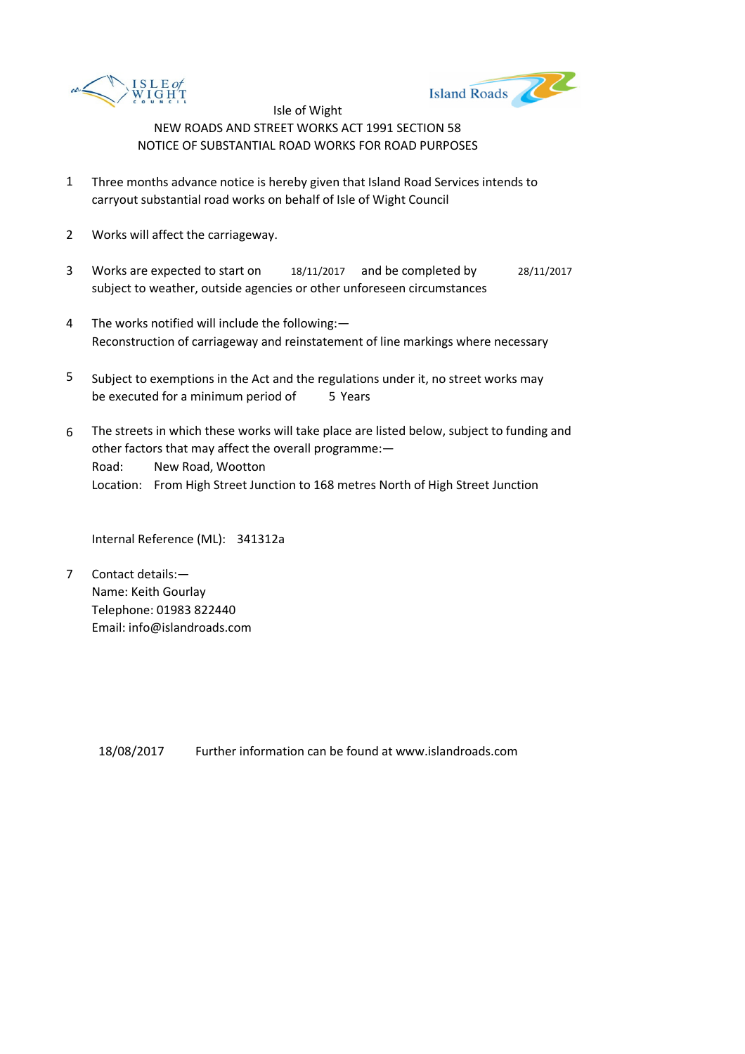Isle of Wight

NEW ROADS AND STREET WORKS ACT 1991 SECTION 58

NOTICE OF SUBSTANTIAL ROAD WORKS FOR ROAD PURPOSES

1. Three months advance notice is hereby given that Island Road Services intends to carryout substantial road works on behalf of Isle of Wight Council

2. Works will affect the carriageway.

3. Works are expected to start on 18/11/2017 and be completed by 28/11/2017 subject to weather, outside agencies or other unforeseen circumstances

4. The works notified will include the following:—
   Reconstruction of carriageway and reinstatement of line markings where necessary

5. Subject to exemptions in the Act and the regulations under it, no street works may be executed for a minimum period of 5 Years

6. The streets in which these works will take place are listed below, subject to funding and other factors that may affect the overall programme:—
   Road: New Road, Wootton
   Location: From High Street Junction to 168 metres North of High Street Junction

   Internal Reference (ML): 341312a

7. Contact details:—
   Name: Keith Gourlay
   Telephone: 01983 822440
   Email: info@islandroads.com

18/08/2017 Further information can be found at www.islandroads.com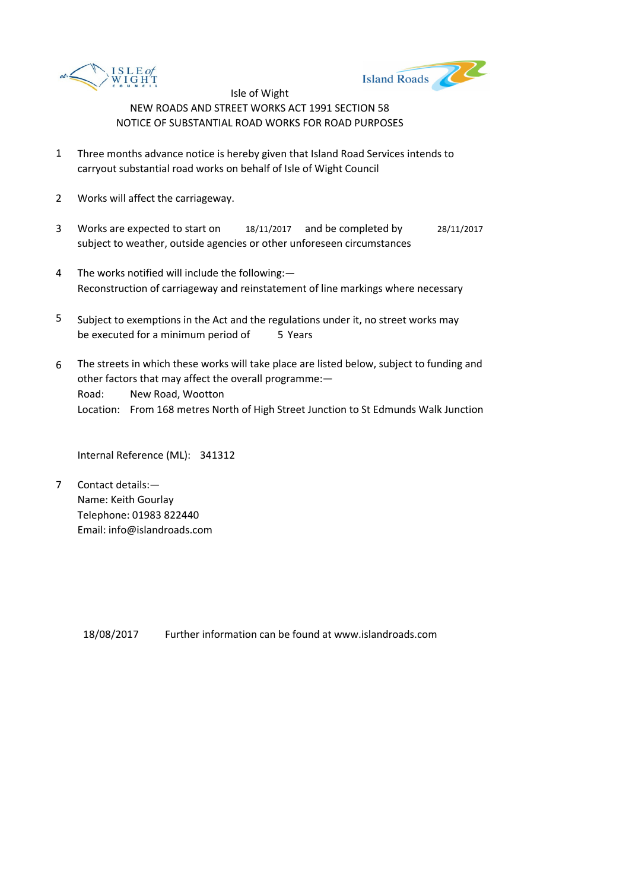Isle of Wight

NEW ROADS AND STREET WORKS ACT 1991 SECTION 58

NOTICE OF SUBSTANTIAL ROAD WORKS FOR ROAD PURPOSES

1. Three months advance notice is hereby given that Island Road Services intends to carryout substantial road works on behalf of Isle of Wight Council

2. Works will affect the carriageway.

3. Works are expected to start on 18/11/2017 and be completed by 28/11/2017 subject to weather, outside agencies or other unforeseen circumstances

4. The works notified will include the following:— Reconstruction of carriageway and reinstatement of line markings where necessary

5. Subject to exemptions in the Act and the regulations under it, no street works may be executed for a minimum period of 5 Years

6. The streets in which these works will take place are listed below, subject to funding and other factors that may affect the overall programme:—
   Road: New Road, Wootton
   Location: From 168 metres North of High Street Junction to St Edmunds Walk Junction

   Internal Reference (ML): 341312

7. Contact details:—
   Name: Keith Gourlay
   Telephone: 01983 822440
   Email: info@islandroads.com

18/08/2017 Further information can be found at www.islandroads.com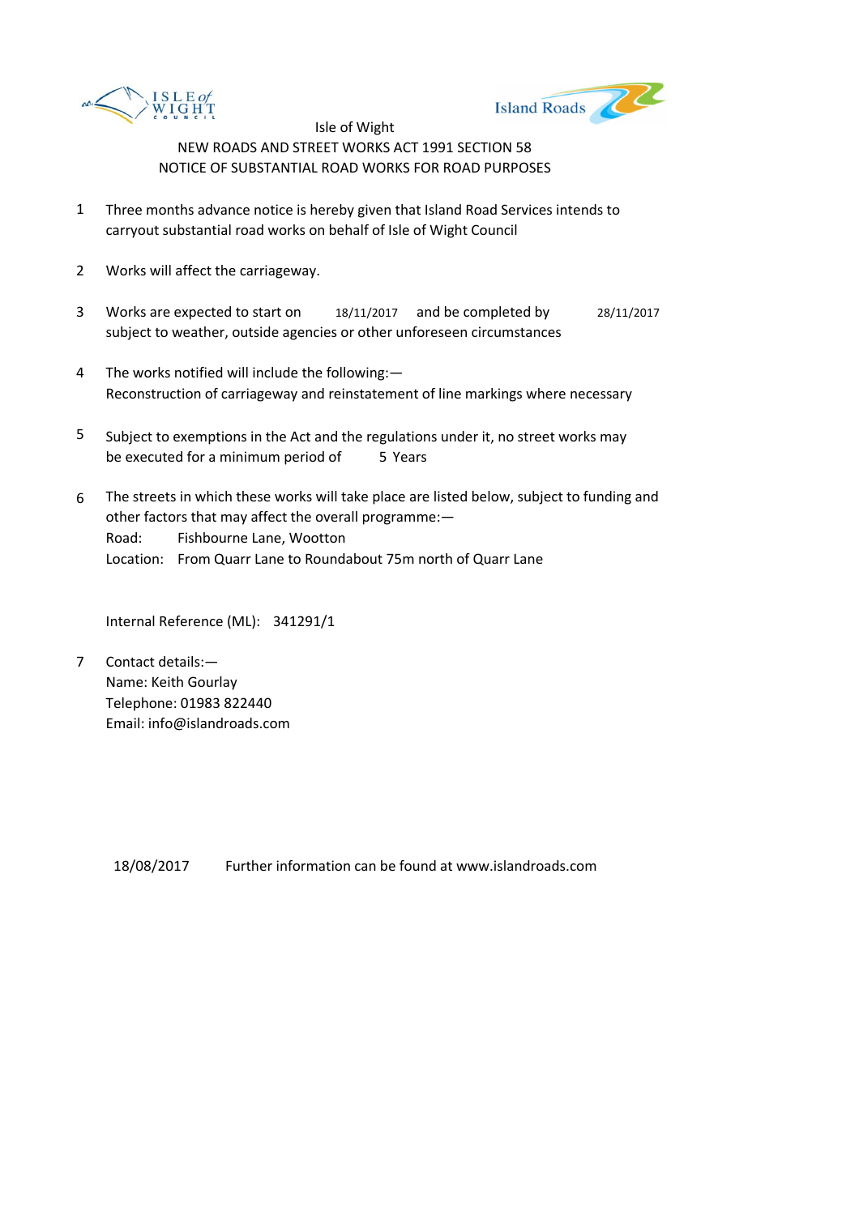Isle of Wight

NEW ROADS AND STREET WORKS ACT 1991 SECTION 58

NOTICE OF SUBSTANTIAL ROAD WORKS FOR ROAD PURPOSES

1. Three months advance notice is hereby given that Island Road Services intends to carryout substantial road works on behalf of Isle of Wight Council

2. Works will affect the carriageway.

3. Works are expected to start on 18/11/2017 and be completed by 28/11/2017 subject to weather, outside agencies or other unforeseen circumstances

4. The works notified will include the following:—
   Reconstruction of carriageway and reinstatement of line markings where necessary

5. Subject to exemptions in the Act and the regulations under it, no street works may be executed for a minimum period of 5 Years

6. The streets in which these works will take place are listed below, subject to funding and other factors that may affect the overall programme:—
   Road: Fishbourne Lane, Wootton
   Location: From Quarr Lane to Roundabout 75m north of Quarr Lane

   Internal Reference (ML): 341291/1

7. Contact details:—
   Name: Keith Gourlay
   Telephone: 01983 822440
   Email: info@islandroads.com

18/08/2017 Further information can be found at www.islandroads.com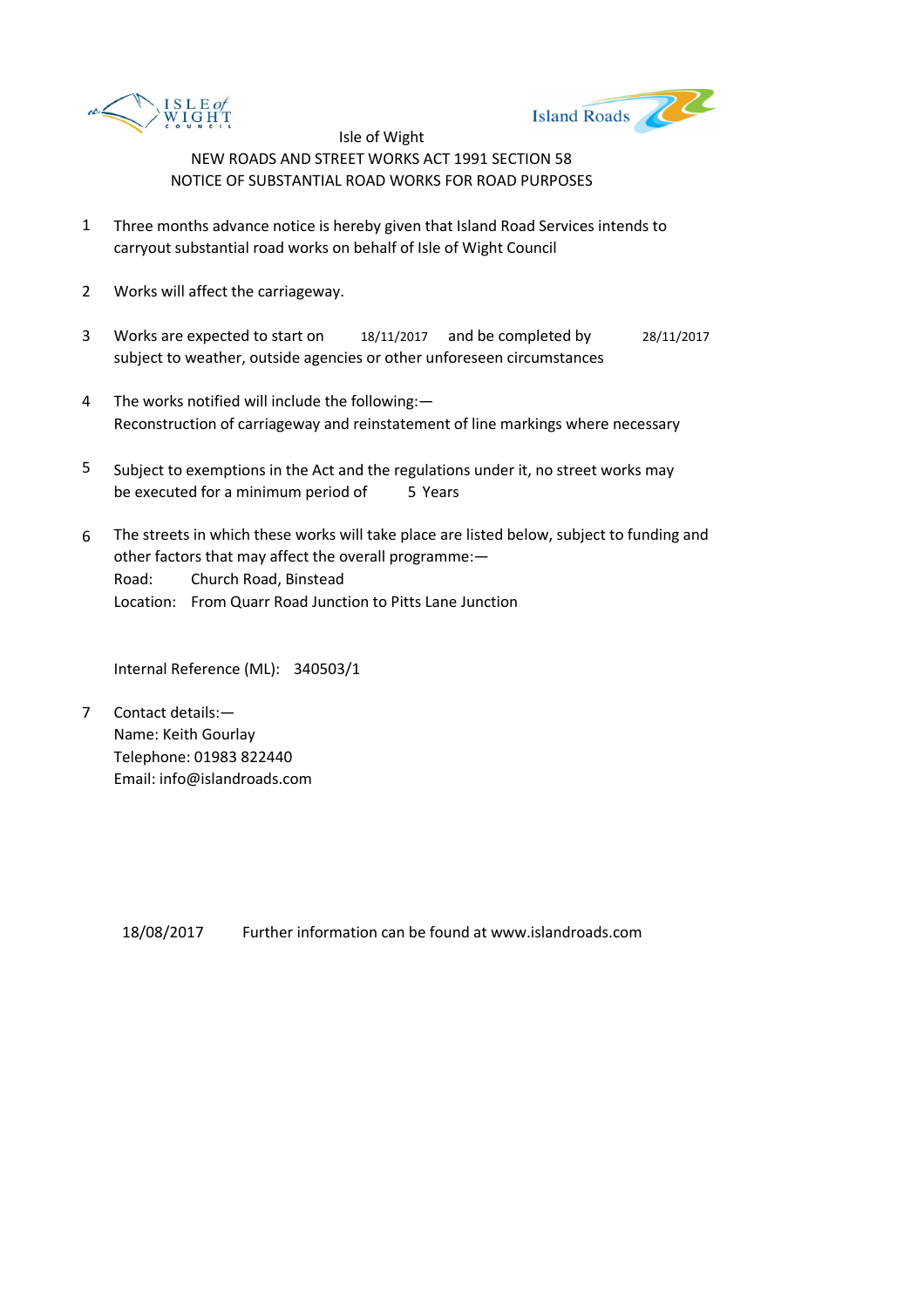Isle of Wight
NEW ROADS AND STREET WORKS ACT 1991 SECTION 58
NOTICE OF SUBSTANTIAL ROAD WORKS FOR ROAD PURPOSES

1. Three months advance notice is hereby given that Island Road Services intends to carryout substantial road works on behalf of Isle of Wight Council

2. Works will affect the carriageway.

3. Works are expected to start on 18/11/2017 and be completed by 28/11/2017 subject to weather, outside agencies or other unforeseen circumstances

4. The works notified will include the following:—
Reconstruction of carriageway and reinstatement of line markings where necessary

5. Subject to exemptions in the Act and the regulations under it, no street works may be executed for a minimum period of 5 Years

6. The streets in which these works will take place are listed below, subject to funding and other factors that may affect the overall programme:—
Road: Church Road, Binstead
Location: From Quarr Road Junction to Pitts Lane Junction

   Internal Reference (ML): 340503/1

7. Contact details:—
Name: Keith Gourlay
Telephone: 01983 822440
Email: info@islandroads.com

18/08/2017 Further information can be found at www.islandroads.com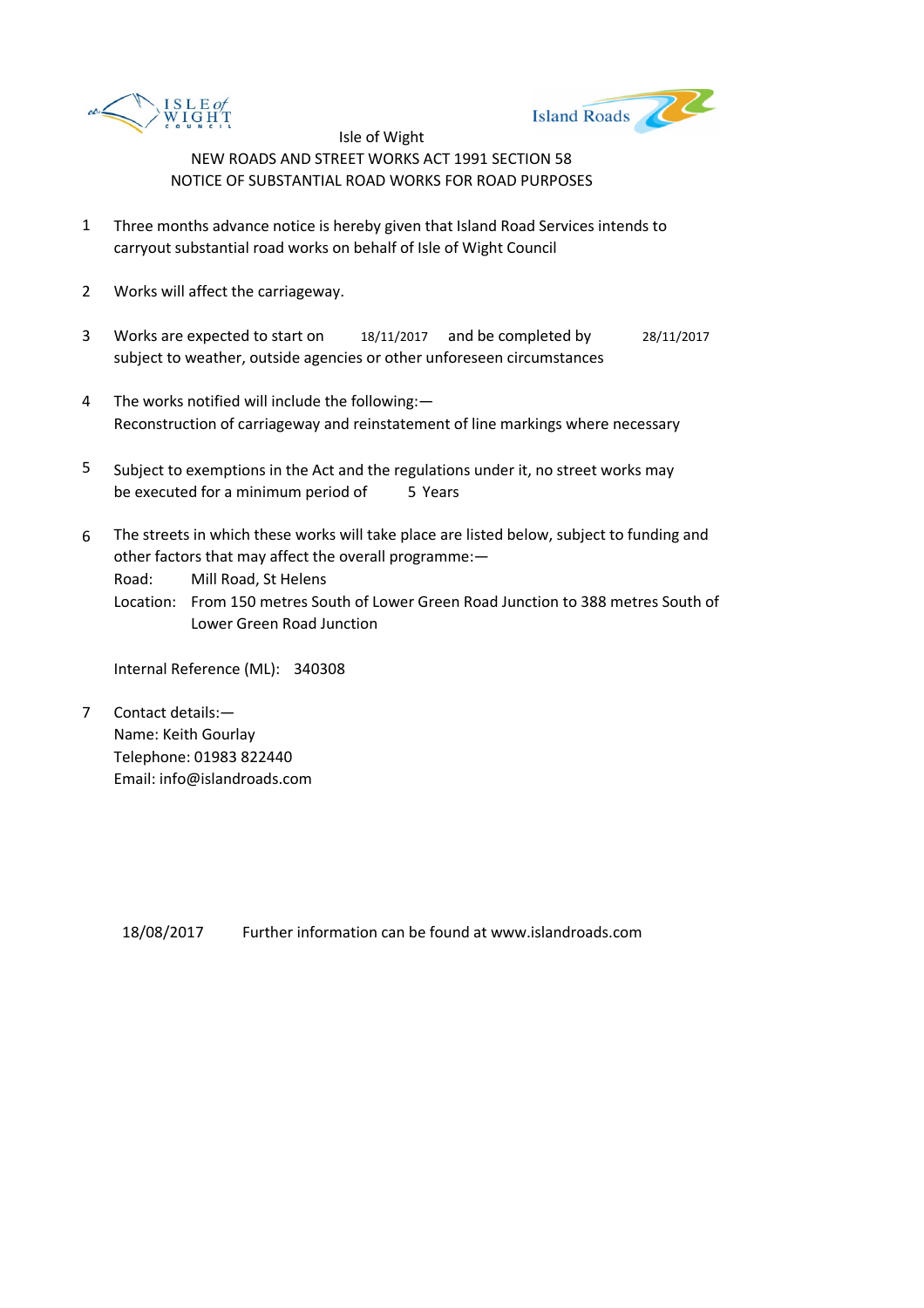Isle of Wight

NEW ROADS AND STREET WORKS ACT 1991 SECTION 58

NOTICE OF SUBSTANTIAL ROAD WORKS FOR ROAD PURPOSES

1. Three months advance notice is hereby given that Island Road Services intends to carryout substantial road works on behalf of Isle of Wight Council

2. Works will affect the carriageway.

3. Works are expected to start on 18/11/2017 and be completed by 28/11/2017 subject to weather, outside agencies or other unforeseen circumstances

4. The works notified will include the following:— Reconstruction of carriageway and reinstatement of line markings where necessary

5. Subject to exemptions in the Act and the regulations under it, no street works may be executed for a minimum period of 5 Years

6. The streets in which these works will take place are listed below, subject to funding and other factors that may affect the overall programme:—

   Road: Mill Road, St Helens

   Location: From 150 metres South of Lower Green Road Junction to 388 metres South of Lower Green Road Junction

   Internal Reference (ML): 340308

7. Contact details:—

   Name: Keith Gourlay

   Telephone: 01983 822440

   Email: info@islandroads.com

18/08/2017 Further information can be found at www.islandroads.com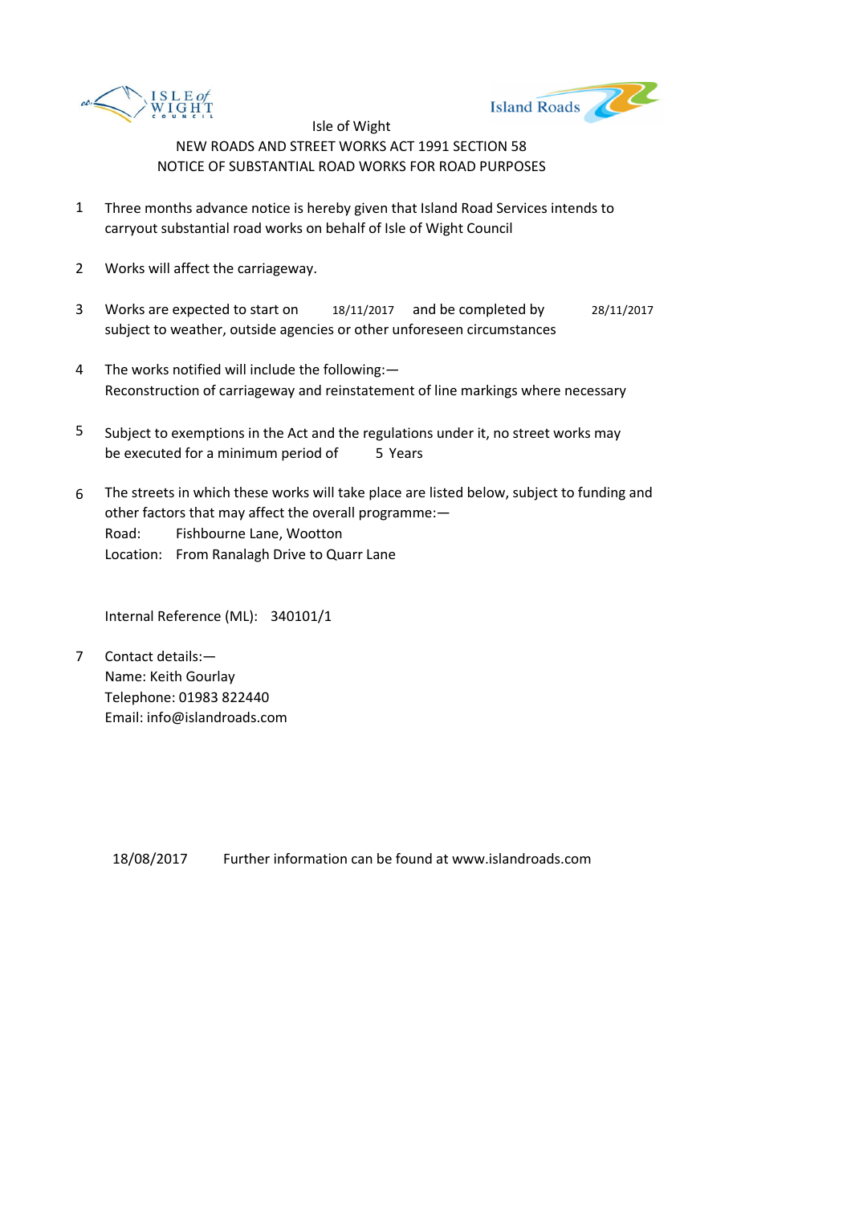Isle of Wight

NEW ROADS AND STREET WORKS ACT 1991 SECTION 58

NOTICE OF SUBSTANTIAL ROAD WORKS FOR ROAD PURPOSES

1. Three months advance notice is hereby given that Island Road Services intends to carryout substantial road works on behalf of Isle of Wight Council

2. Works will affect the carriageway.

3. Works are expected to start on 18/11/2017 and be completed by 28/11/2017 subject to weather, outside agencies or other unforeseen circumstances

4. The works notified will include the following:—
   Reconstruction of carriageway and reinstatement of line markings where necessary

5. Subject to exemptions in the Act and the regulations under it, no street works may be executed for a minimum period of 5 Years

6. The streets in which these works will take place are listed below, subject to funding and other factors that may affect the overall programme:—
   Road: Fishbourne Lane, Wootton
   Location: From Ranalagh Drive to Quarr Lane

   Internal Reference (ML): 340101/1

7. Contact details:—
   Name: Keith Gourlay
   Telephone: 01983 822440
   Email: info@islandroads.com

18/08/2017 Further information can be found at www.islandroads.com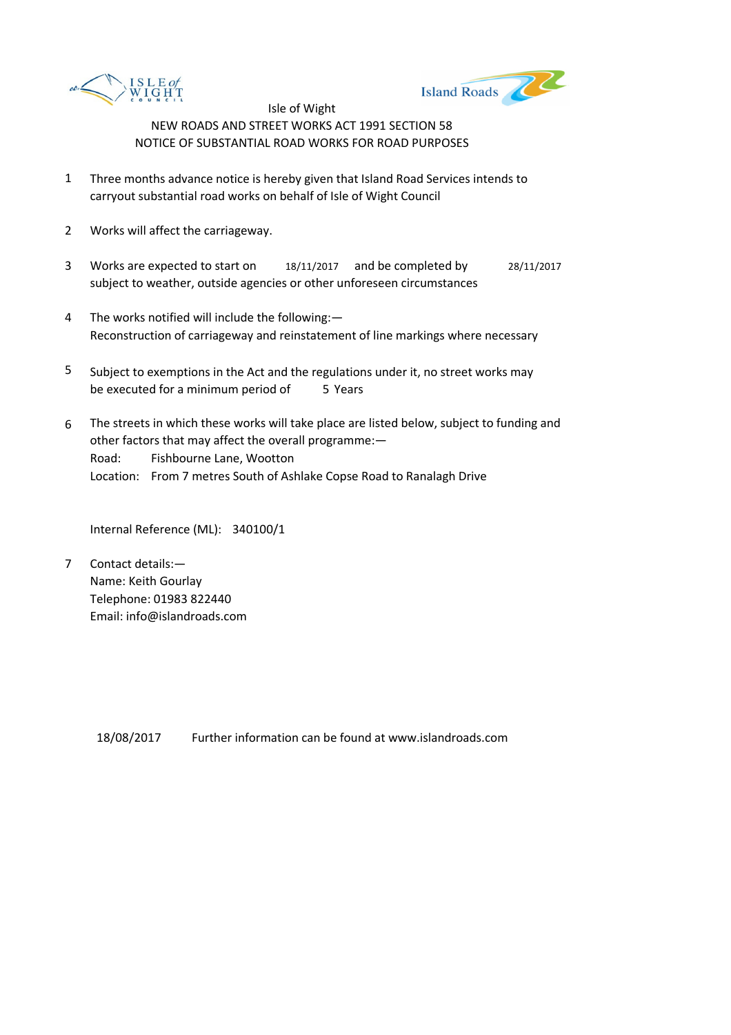Isle of Wight

NEW ROADS AND STREET WORKS ACT 1991 SECTION 58

NOTICE OF SUBSTANTIAL ROAD WORKS FOR ROAD PURPOSES

1. Three months advance notice is hereby given that Island Road Services intends to carryout substantial road works on behalf of Isle of Wight Council

2. Works will affect the carriageway.

3. Works are expected to start on 18/11/2017 and be completed by 28/11/2017 subject to weather, outside agencies or other unforeseen circumstances

4. The works notified will include the following:—
   Reconstruction of carriageway and reinstatement of line markings where necessary

5. Subject to exemptions in the Act and the regulations under it, no street works may be executed for a minimum period of 5 Years

6. The streets in which these works will take place are listed below, subject to funding and other factors that may affect the overall programme:—
   Road: Fishbourne Lane, Wootton
   Location: From 7 metres South of Ashlake Copse Road to Ranalagh Drive

   Internal Reference (ML): 340100/1

7. Contact details:—
   Name: Keith Gourlay
   Telephone: 01983 822440
   Email: info@islandroads.com

18/08/2017 Further information can be found at www.islandroads.com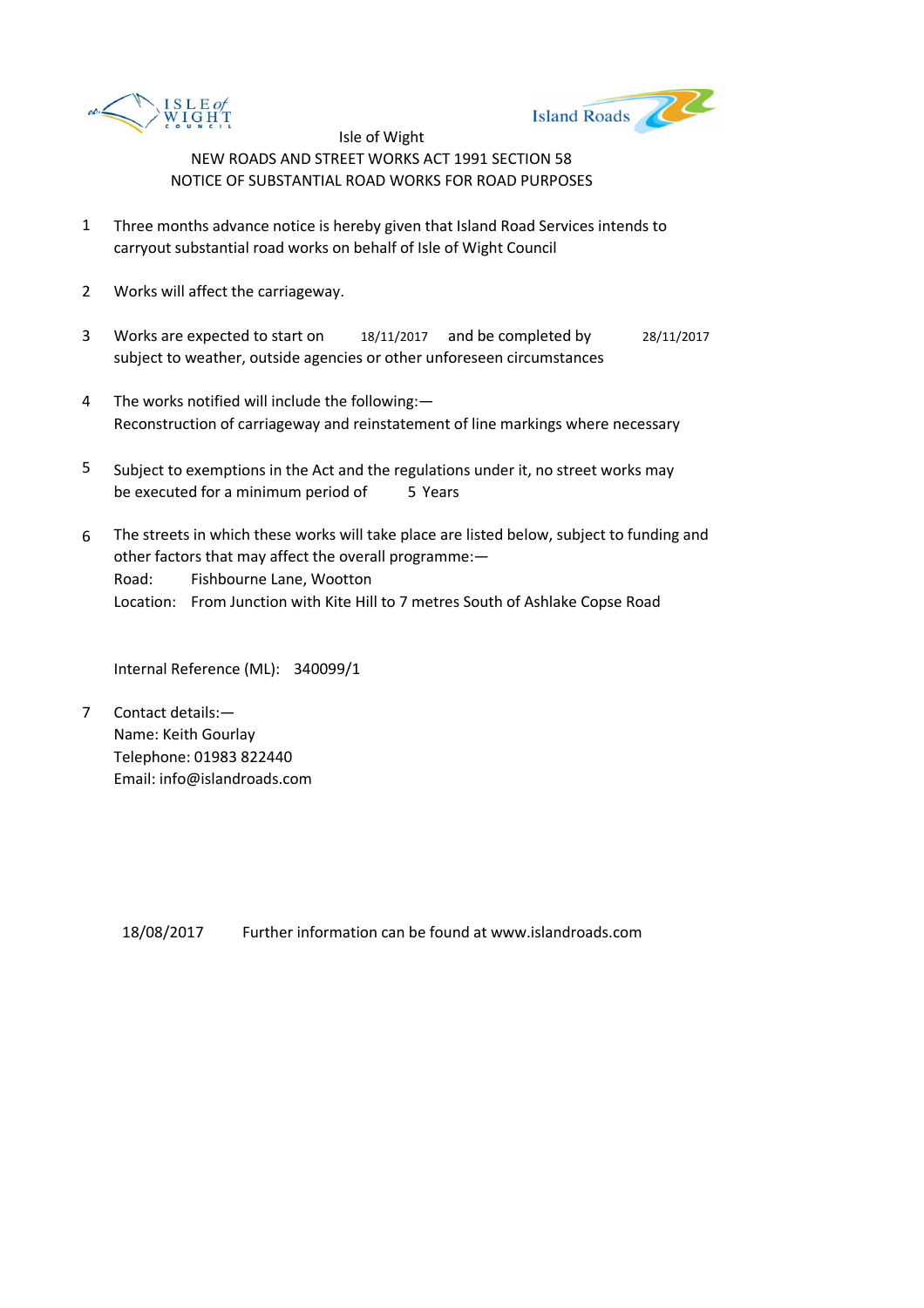Isle of Wight

NEW ROADS AND STREET WORKS ACT 1991 SECTION 58

NOTICE OF SUBSTANTIAL ROAD WORKS FOR ROAD PURPOSES

1. Three months advance notice is hereby given that Island Road Services intends to carryout substantial road works on behalf of Isle of Wight Council

2. Works will affect the carriageway.

3. Works are expected to start on 18/11/2017 and be completed by 28/11/2017 subject to weather, outside agencies or other unforeseen circumstances

4. The works notified will include the following:—
   Reconstruction of carriageway and reinstatement of line markings where necessary

5. Subject to exemptions in the Act and the regulations under it, no street works may be executed for a minimum period of 5 Years

6. The streets in which these works will take place are listed below, subject to funding and other factors that may affect the overall programme:—
   Road: Fishbourne Lane, Wootton
   Location: From Junction with Kite Hill to 7 metres South of Ashlake Copse Road

   Internal Reference (ML): 340099/1

7. Contact details:—
   Name: Keith Gourlay
   Telephone: 01983 822440
   Email: info@islandroads.com

18/08/2017 Further information can be found at www.islandroads.com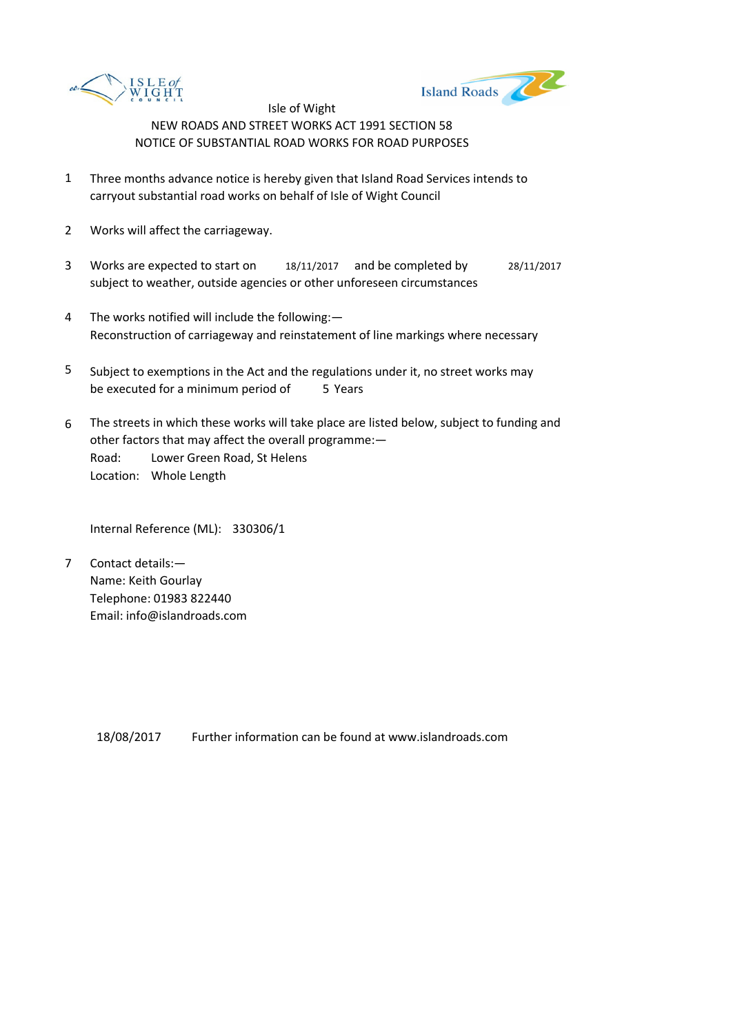Isle of Wight

NEW ROADS AND STREET WORKS ACT 1991 SECTION 58

NOTICE OF SUBSTANTIAL ROAD WORKS FOR ROAD PURPOSES

1. Three months advance notice is hereby given that Island Road Services intends to carryout substantial road works on behalf of Isle of Wight Council

2. Works will affect the carriageway.

3. Works are expected to start on 18/11/2017 and be completed by 28/11/2017 subject to weather, outside agencies or other unforeseen circumstances

4. The works notified will include the following:—
   Reconstruction of carriageway and reinstatement of line markings where necessary

5. Subject to exemptions in the Act and the regulations under it, no street works may be executed for a minimum period of 5 Years

6. The streets in which these works will take place are listed below, subject to funding and other factors that may affect the overall programme:—
   Road: Lower Green Road, St Helens
   Location: Whole Length

   Internal Reference (ML): 330306/1

7. Contact details:—
   Name: Keith Gourlay
   Telephone: 01983 822440
   Email: info@islandroads.com

18/08/2017 Further information can be found at www.islandroads.com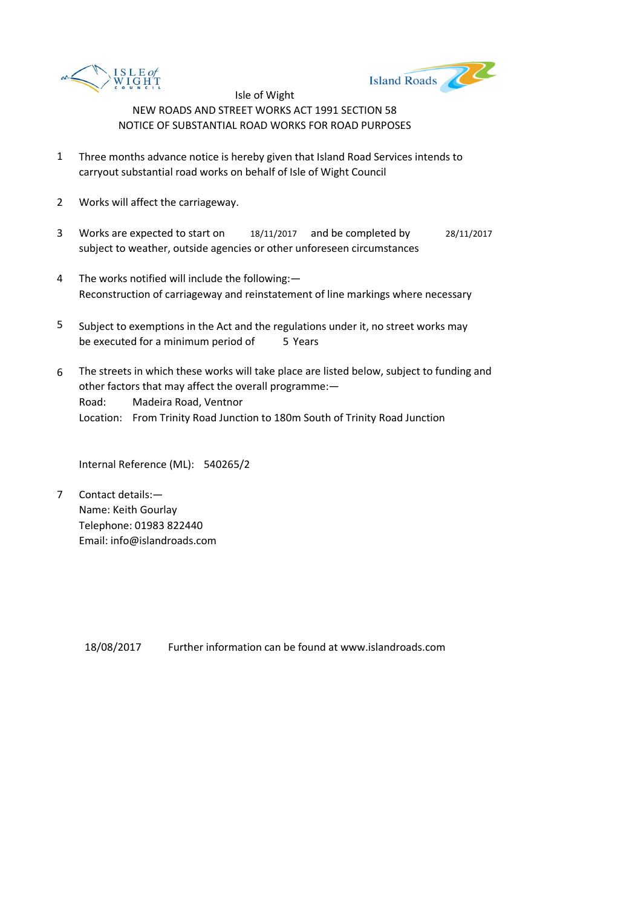Isle of Wight

NEW ROADS AND STREET WORKS ACT 1991 SECTION 58

NOTICE OF SUBSTANTIAL ROAD WORKS FOR ROAD PURPOSES

1. Three months advance notice is hereby given that Island Road Services intends to carryout substantial road works on behalf of Isle of Wight Council

2. Works will affect the carriageway.

3. Works are expected to start on 18/11/2017 and be completed by 28/11/2017 subject to weather, outside agencies or other unforeseen circumstances

4. The works notified will include the following:—
   Reconstruction of carriageway and reinstatement of line markings where necessary

5. Subject to exemptions in the Act and the regulations under it, no street works may be executed for a minimum period of 5 Years

6. The streets in which these works will take place are listed below, subject to funding and other factors that may affect the overall programme:—
   Road: Madeira Road, Ventnor
   Location: From Trinity Road Junction to 180m South of Trinity Road Junction

   Internal Reference (ML): 540265/2

7. Contact details:—
   Name: Keith Gourlay
   Telephone: 01983 822440
   Email: info@islandroads.com

18/08/2017 Further information can be found at www.islandroads.com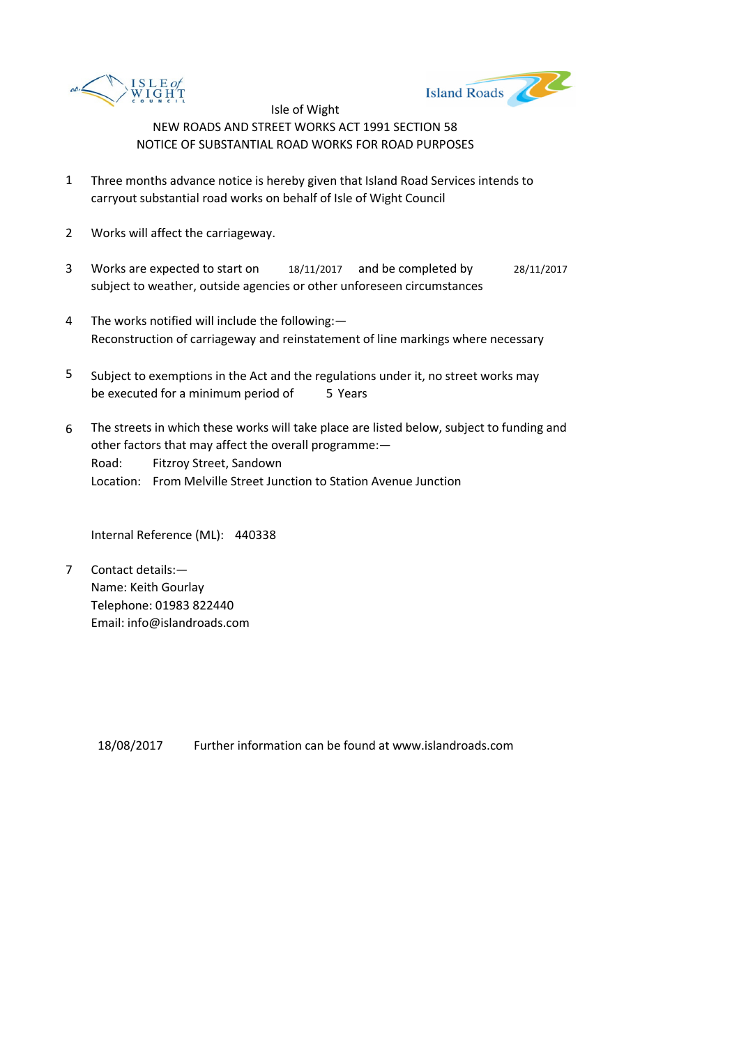Isle of Wight
NEW ROADS AND STREET WORKS ACT 1991 SECTION 58
NOTICE OF SUBSTANTIAL ROAD WORKS FOR ROAD PURPOSES

1. Three months advance notice is hereby given that Island Road Services intends to carryout substantial road works on behalf of Isle of Wight Council

2. Works will affect the carriageway.

3. Works are expected to start on 18/11/2017 and be completed by 28/11/2017 subject to weather, outside agencies or other unforeseen circumstances

4. The works notified will include the following:—
   Reconstruction of carriageway and reinstatement of line markings where necessary

5. Subject to exemptions in the Act and the regulations under it, no street works may be executed for a minimum period of 5 Years

6. The streets in which these works will take place are listed below, subject to funding and other factors that may affect the overall programme:—
   Road: Fitzroy Street, Sandown
   Location: From Melville Street Junction to Station Avenue Junction

   Internal Reference (ML): 440338

7. Contact details:—
   Name: Keith Gourlay
   Telephone: 01983 822440
   Email: info@islandroads.com

18/08/2017 Further information can be found at www.islandroads.com